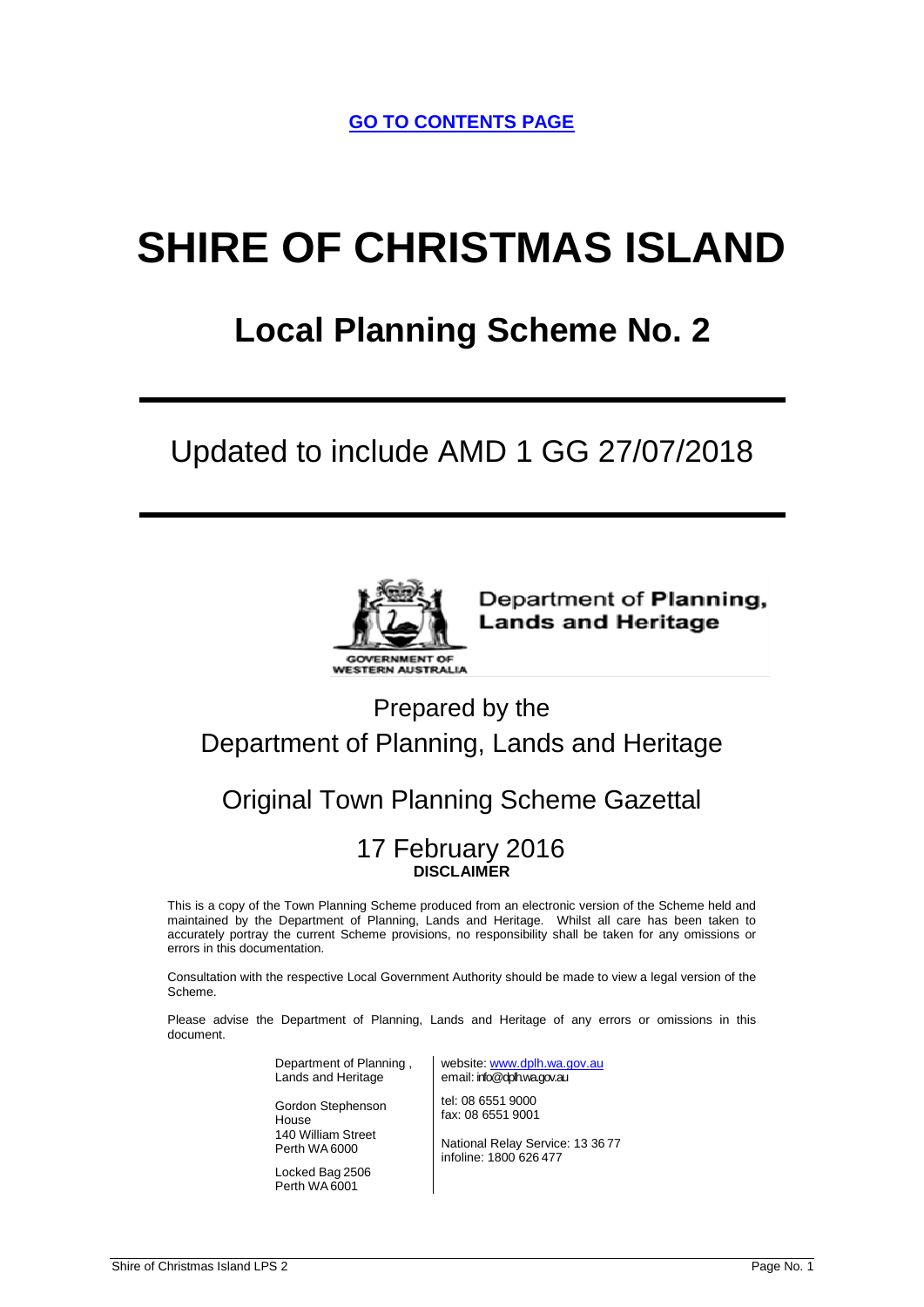**GO TO CONTENTS PAGE**

# SHIRE OF CHRISTMAS ISLAND

## Local Planning Scheme No. 2

Updated to include AMD 1 GG 27/07/2018

Department of **Planning, Lands and Heritage**

GOVERNMENT OF WESTERN AUSTRALIA

Prepared by the
Department of Planning, Lands and Heritage

Original Town Planning Scheme Gazettal

17 February 2016

**DISCLAIMER**

This is a copy of the Town Planning Scheme produced from an electronic version of the Scheme held and maintained by the Department of Planning, Lands and Heritage. Whilst all care has been taken to accurately portray the current Scheme provisions, no responsibility shall be taken for any omissions or errors in this documentation.

Consultation with the respective Local Government Authority should be made to view a legal version of the Scheme.

Please advise the Department of Planning, Lands and Heritage of any errors or omissions in this document.

| | |
|---|---|
| Department of Planning, Lands and Heritage | website: www.dplh.wa.gov.au<br>email: info@dplh.wa.gov.au |
| Gordon Stephenson House<br>140 William Street<br>Perth WA 6000 | tel: 08 6551 9000<br>fax: 08 6551 9001 |
| Locked Bag 2506<br>Perth WA 6001 | National Relay Service: 13 36 77<br>infoline: 1800 626 477 |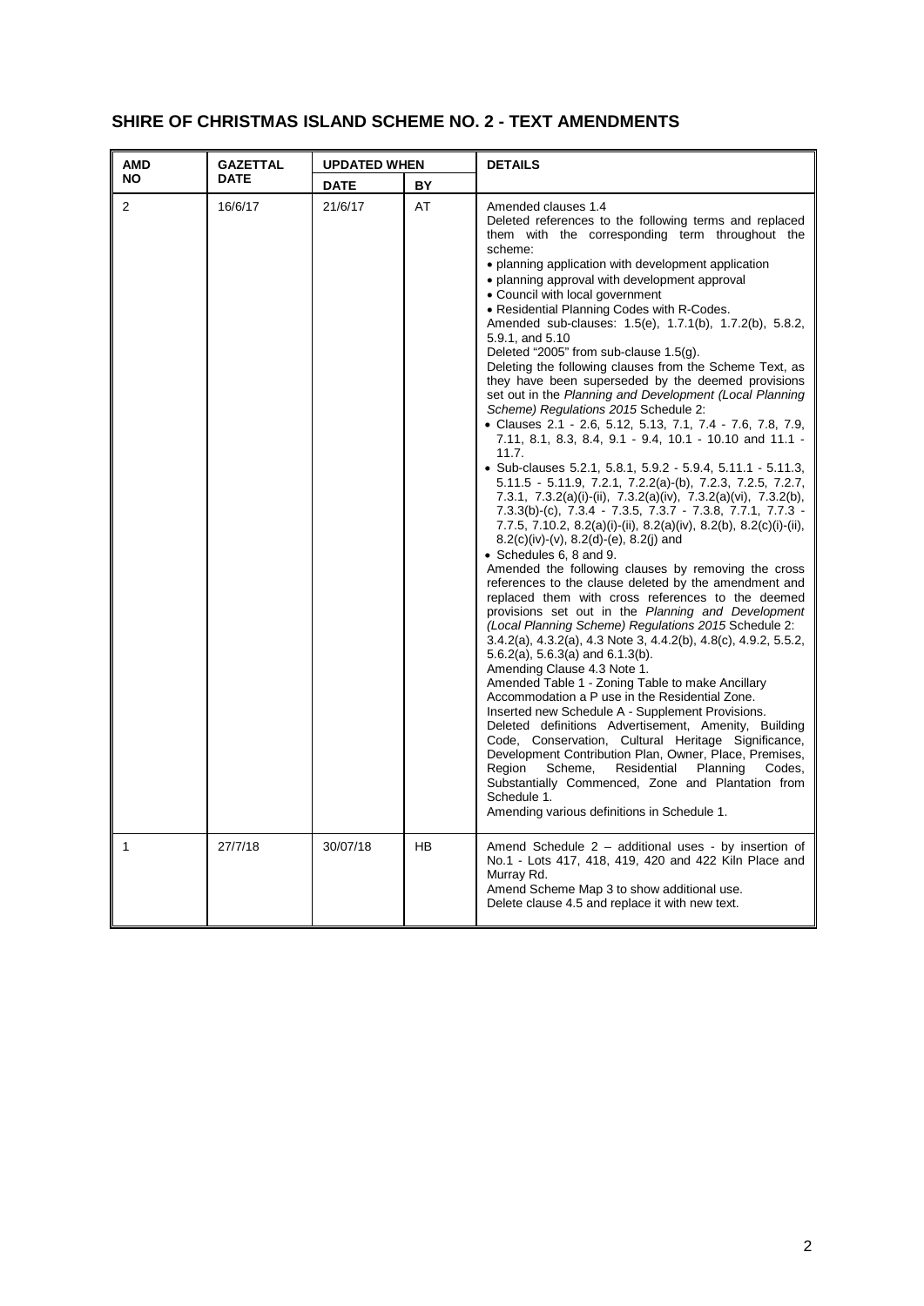## SHIRE OF CHRISTMAS ISLAND SCHEME NO. 2 - TEXT AMENDMENTS

| AMD NO | GAZETTAL DATE | UPDATED WHEN | | DETAILS |
|---|---|---|---|---|
| | | DATE | BY | |
| 2 | 16/6/17 | 21/6/17 | AT | Amended clauses 1.4<br>Deleted references to the following terms and replaced them with the corresponding term throughout the scheme:<br>• planning application with development application<br>• planning approval with development approval<br>• Council with local government<br>• Residential Planning Codes with R-Codes.<br>Amended sub-clauses: 1.5(e), 1.7.1(b), 1.7.2(b), 5.8.2, 5.9.1, and 5.10<br>Deleted "2005" from sub-clause 1.5(g).<br>Deleting the following clauses from the Scheme Text, as they have been superseded by the deemed provisions set out in the *Planning and Development (Local Planning Scheme) Regulations 2015* Schedule 2:<br>• Clauses 2.1 - 2.6, 5.12, 5.13, 7.1, 7.4 - 7.6, 7.8, 7.9, 7.11, 8.1, 8.3, 8.4, 9.1 - 9.4, 10.1 - 10.10 and 11.1 - 11.7.<br>• Sub-clauses 5.2.1, 5.8.1, 5.9.2 - 5.9.4, 5.11.1 - 5.11.3, 5.11.5 - 5.11.9, 7.2.1, 7.2.2(a)-(b), 7.2.3, 7.2.5, 7.2.7, 7.3.1, 7.3.2(a)(i)-(ii), 7.3.2(a)(iv), 7.3.2(a)(vi), 7.3.2(b), 7.3.3(b)-(c), 7.3.4 - 7.3.5, 7.3.7 - 7.3.8, 7.7.1, 7.7.3 - 7.7.5, 7.10.2, 8.2(a)(i)-(ii), 8.2(a)(iv), 8.2(b), 8.2(c)(i)-(ii), 8.2(c)(iv)-(v), 8.2(d)-(e), 8.2(j) and<br>• Schedules 6, 8 and 9.<br>Amended the following clauses by removing the cross references to the clause deleted by the amendment and replaced them with cross references to the deemed provisions set out in the *Planning and Development (Local Planning Scheme) Regulations 2015* Schedule 2: 3.4.2(a), 4.3.2(a), 4.3 Note 3, 4.4.2(b), 4.8(c), 4.9.2, 5.5.2, 5.6.2(a), 5.6.3(a) and 6.1.3(b).<br>Amending Clause 4.3 Note 1.<br>Amended Table 1 - Zoning Table to make Ancillary Accommodation a P use in the Residential Zone.<br>Inserted new Schedule A - Supplement Provisions.<br>Deleted definitions Advertisement, Amenity, Building Code, Conservation, Cultural Heritage Significance, Development Contribution Plan, Owner, Place, Premises, Region Scheme, Residential Planning Codes, Substantially Commenced, Zone and Plantation from Schedule 1.<br>Amending various definitions in Schedule 1. |
| 1 | 27/7/18 | 30/07/18 | HB | Amend Schedule 2 – additional uses - by insertion of No.1 - Lots 417, 418, 419, 420 and 422 Kiln Place and Murray Rd.<br>Amend Scheme Map 3 to show additional use.<br>Delete clause 4.5 and replace it with new text. |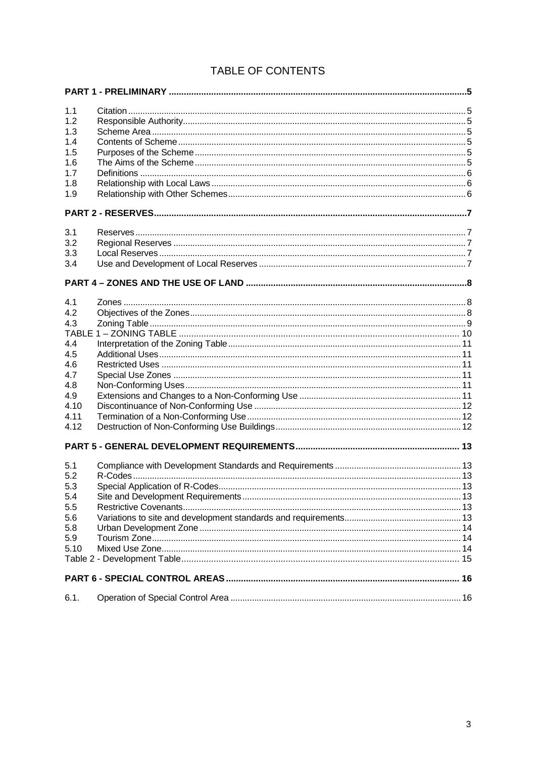# TABLE OF CONTENTS

| | | |
|---|---|---|
| **PART 1 - PRELIMINARY** | | **5** |
| 1.1 | Citation | 5 |
| 1.2 | Responsible Authority | 5 |
| 1.3 | Scheme Area | 5 |
| 1.4 | Contents of Scheme | 5 |
| 1.5 | Purposes of the Scheme | 5 |
| 1.6 | The Aims of the Scheme | 5 |
| 1.7 | Definitions | 6 |
| 1.8 | Relationship with Local Laws | 6 |
| 1.9 | Relationship with Other Schemes | 6 |
| **PART 2 - RESERVES** | | **7** |
| 3.1 | Reserves | 7 |
| 3.2 | Regional Reserves | 7 |
| 3.3 | Local Reserves | 7 |
| 3.4 | Use and Development of Local Reserves | 7 |
| **PART 4 – ZONES AND THE USE OF LAND** | | **8** |
| 4.1 | Zones | 8 |
| 4.2 | Objectives of the Zones | 8 |
| 4.3 | Zoning Table | 9 |
| TABLE 1 – ZONING TABLE | | 10 |
| 4.4 | Interpretation of the Zoning Table | 11 |
| 4.5 | Additional Uses | 11 |
| 4.6 | Restricted Uses | 11 |
| 4.7 | Special Use Zones | 11 |
| 4.8 | Non-Conforming Uses | 11 |
| 4.9 | Extensions and Changes to a Non-Conforming Use | 11 |
| 4.10 | Discontinuance of Non-Conforming Use | 12 |
| 4.11 | Termination of a Non-Conforming Use | 12 |
| 4.12 | Destruction of Non-Conforming Use Buildings | 12 |
| **PART 5 - GENERAL DEVELOPMENT REQUIREMENTS** | | **13** |
| 5.1 | Compliance with Development Standards and Requirements | 13 |
| 5.2 | R-Codes | 13 |
| 5.3 | Special Application of R-Codes | 13 |
| 5.4 | Site and Development Requirements | 13 |
| 5.5 | Restrictive Covenants | 13 |
| 5.6 | Variations to site and development standards and requirements | 13 |
| 5.8 | Urban Development Zone | 14 |
| 5.9 | Tourism Zone | 14 |
| 5.10 | Mixed Use Zone | 14 |
| Table 2 - Development Table | | 15 |
| **PART 6 - SPECIAL CONTROL AREAS** | | **16** |
| 6.1. | Operation of Special Control Area | 16 |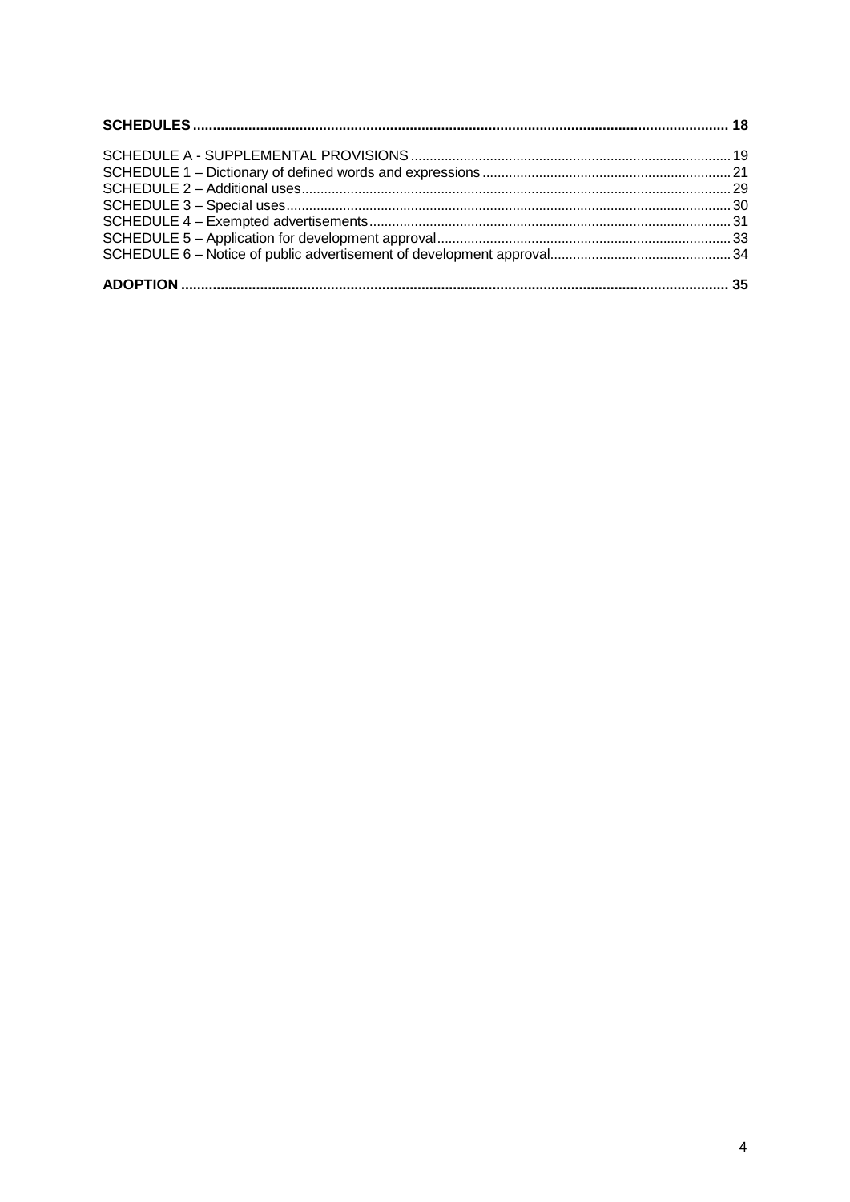**SCHEDULES** ....................................................................................................................................... 18

SCHEDULE A - SUPPLEMENTAL PROVISIONS .................................................................................... 19
SCHEDULE 1 – Dictionary of defined words and expressions .................................................................. 21
SCHEDULE 2 – Additional uses................................................................................................................. 29
SCHEDULE 3 – Special uses..................................................................................................................... 30
SCHEDULE 4 – Exempted advertisements............................................................................................... 31
SCHEDULE 5 – Application for development approval............................................................................. 33
SCHEDULE 6 – Notice of public advertisement of development approval................................................ 34

**ADOPTION** .......................................................................................................................................... 35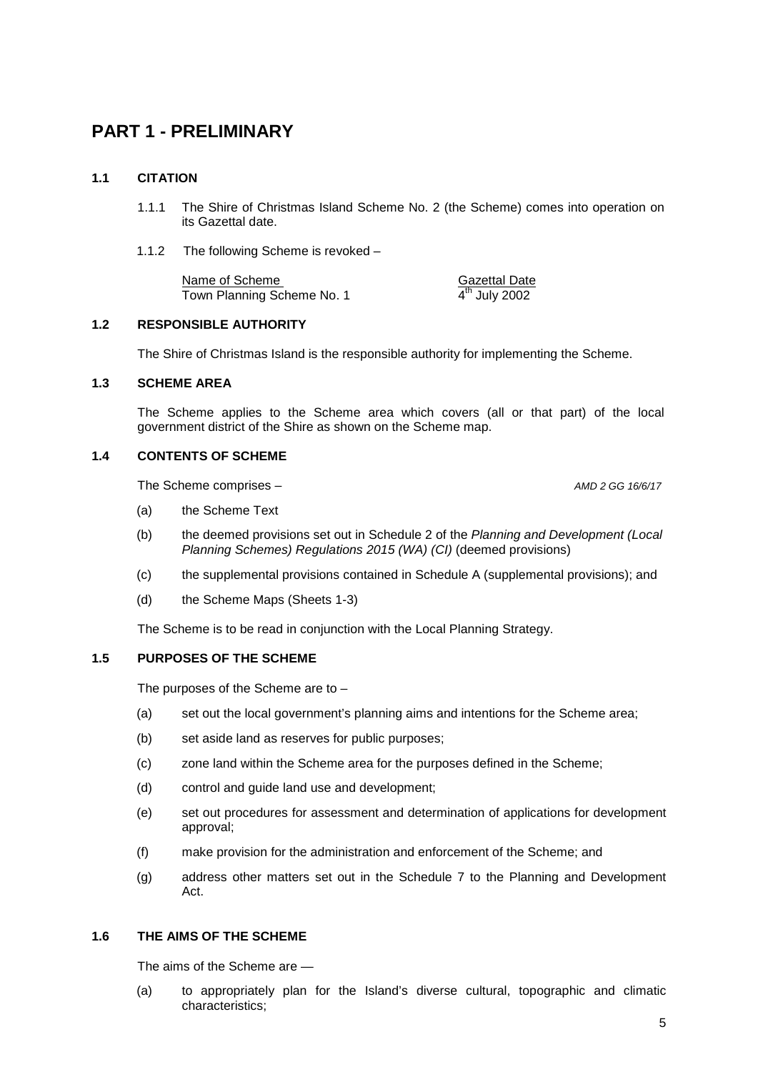# PART 1 - PRELIMINARY

## 1.1 CITATION

1.1.1 The Shire of Christmas Island Scheme No. 2 (the Scheme) comes into operation on its Gazettal date.

1.1.2 The following Scheme is revoked –

| Name of Scheme | Gazettal Date |
|---|---|
| Town Planning Scheme No. 1 | 4th July 2002 |

## 1.2 RESPONSIBLE AUTHORITY

The Shire of Christmas Island is the responsible authority for implementing the Scheme.

## 1.3 SCHEME AREA

The Scheme applies to the Scheme area which covers (all or that part) of the local government district of the Shire as shown on the Scheme map.

## 1.4 CONTENTS OF SCHEME

The Scheme comprises – *AMD 2 GG 16/6/17*

(a) the Scheme Text

(b) the deemed provisions set out in Schedule 2 of the *Planning and Development (Local Planning Schemes) Regulations 2015 (WA) (CI)* (deemed provisions)

(c) the supplemental provisions contained in Schedule A (supplemental provisions); and

(d) the Scheme Maps (Sheets 1-3)

The Scheme is to be read in conjunction with the Local Planning Strategy.

## 1.5 PURPOSES OF THE SCHEME

The purposes of the Scheme are to –

(a) set out the local government's planning aims and intentions for the Scheme area;

(b) set aside land as reserves for public purposes;

(c) zone land within the Scheme area for the purposes defined in the Scheme;

(d) control and guide land use and development;

(e) set out procedures for assessment and determination of applications for development approval;

(f) make provision for the administration and enforcement of the Scheme; and

(g) address other matters set out in the Schedule 7 to the Planning and Development Act.

## 1.6 THE AIMS OF THE SCHEME

The aims of the Scheme are —

(a) to appropriately plan for the Island's diverse cultural, topographic and climatic characteristics;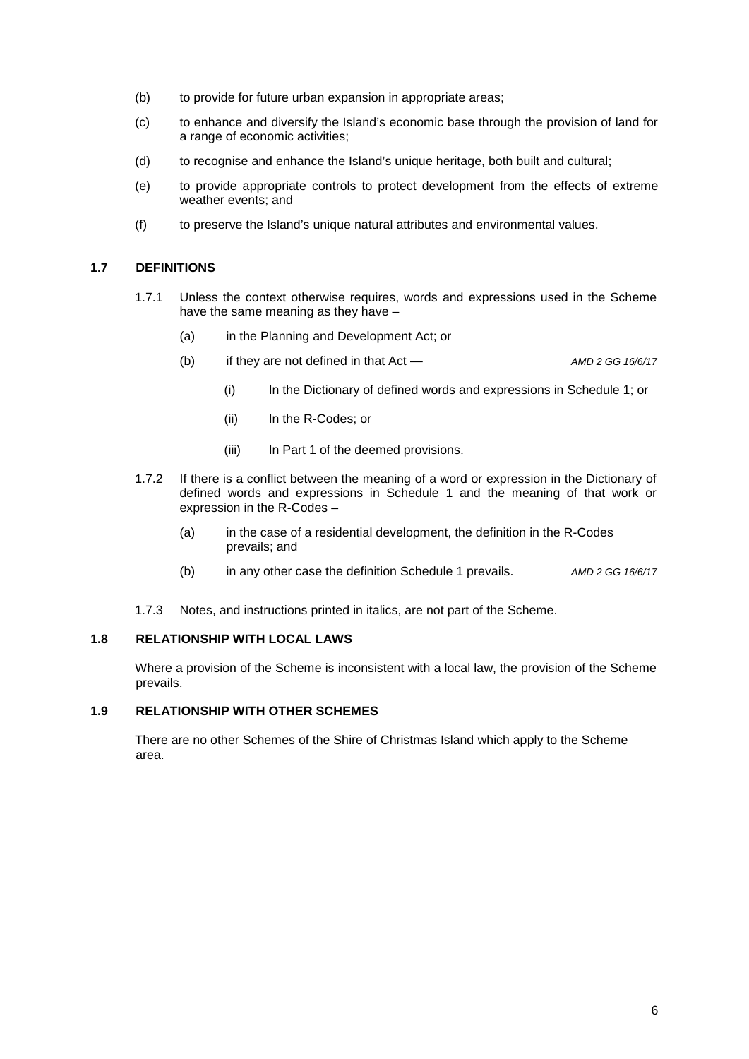(b) to provide for future urban expansion in appropriate areas;

(c) to enhance and diversify the Island's economic base through the provision of land for a range of economic activities;

(d) to recognise and enhance the Island's unique heritage, both built and cultural;

(e) to provide appropriate controls to protect development from the effects of extreme weather events; and

(f) to preserve the Island's unique natural attributes and environmental values.

## 1.7 DEFINITIONS

1.7.1 Unless the context otherwise requires, words and expressions used in the Scheme have the same meaning as they have –

(a) in the Planning and Development Act; or

(b) if they are not defined in that Act — *AMD 2 GG 16/6/17*

(i) In the Dictionary of defined words and expressions in Schedule 1; or

(ii) In the R-Codes; or

(iii) In Part 1 of the deemed provisions.

1.7.2 If there is a conflict between the meaning of a word or expression in the Dictionary of defined words and expressions in Schedule 1 and the meaning of that work or expression in the R-Codes –

(a) in the case of a residential development, the definition in the R-Codes prevails; and

(b) in any other case the definition Schedule 1 prevails. *AMD 2 GG 16/6/17*

1.7.3 Notes, and instructions printed in italics, are not part of the Scheme.

## 1.8 RELATIONSHIP WITH LOCAL LAWS

Where a provision of the Scheme is inconsistent with a local law, the provision of the Scheme prevails.

## 1.9 RELATIONSHIP WITH OTHER SCHEMES

There are no other Schemes of the Shire of Christmas Island which apply to the Scheme area.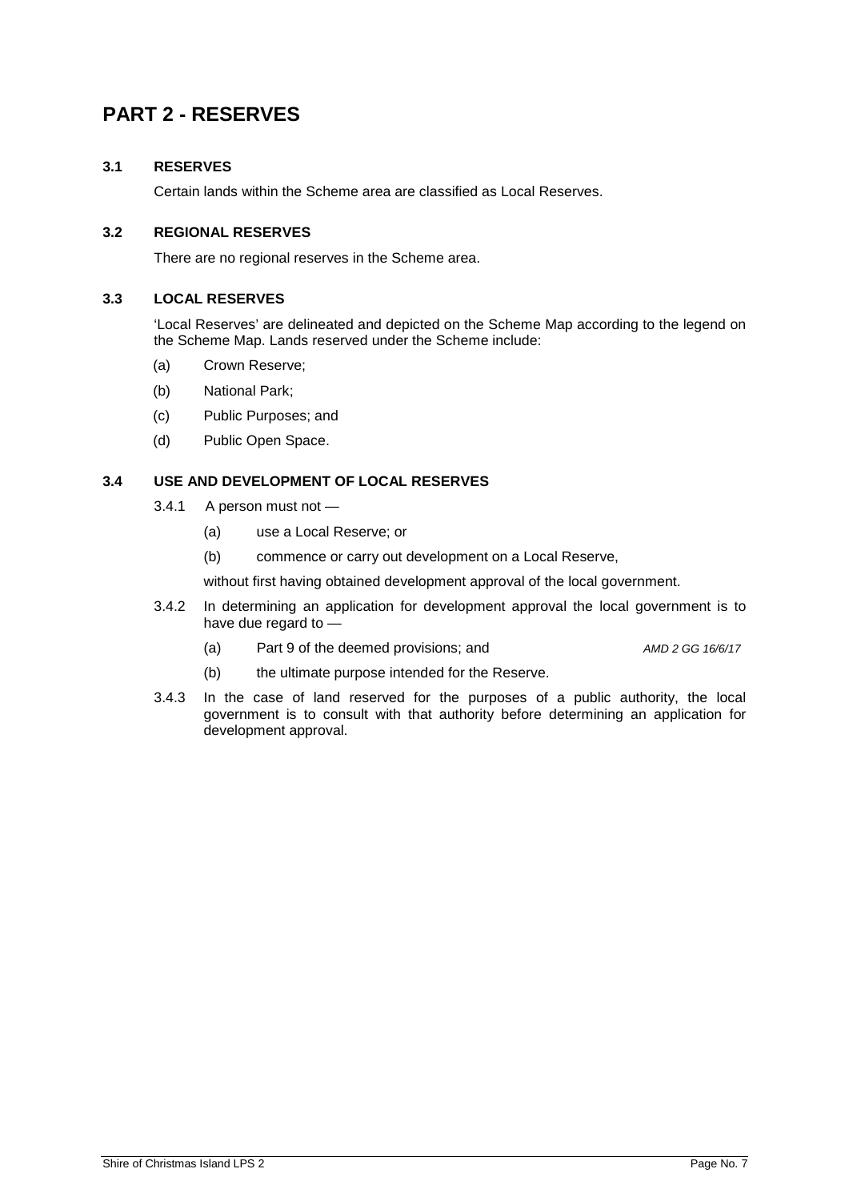# PART 2 - RESERVES

### 3.1 RESERVES

Certain lands within the Scheme area are classified as Local Reserves.

### 3.2 REGIONAL RESERVES

There are no regional reserves in the Scheme area.

### 3.3 LOCAL RESERVES

'Local Reserves' are delineated and depicted on the Scheme Map according to the legend on the Scheme Map. Lands reserved under the Scheme include:

(a) Crown Reserve;

(b) National Park;

(c) Public Purposes; and

(d) Public Open Space.

### 3.4 USE AND DEVELOPMENT OF LOCAL RESERVES

3.4.1 A person must not —

(a) use a Local Reserve; or

(b) commence or carry out development on a Local Reserve,

without first having obtained development approval of the local government.

3.4.2 In determining an application for development approval the local government is to have due regard to —

(a) Part 9 of the deemed provisions; and *AMD 2 GG 16/6/17*

(b) the ultimate purpose intended for the Reserve.

3.4.3 In the case of land reserved for the purposes of a public authority, the local government is to consult with that authority before determining an application for development approval.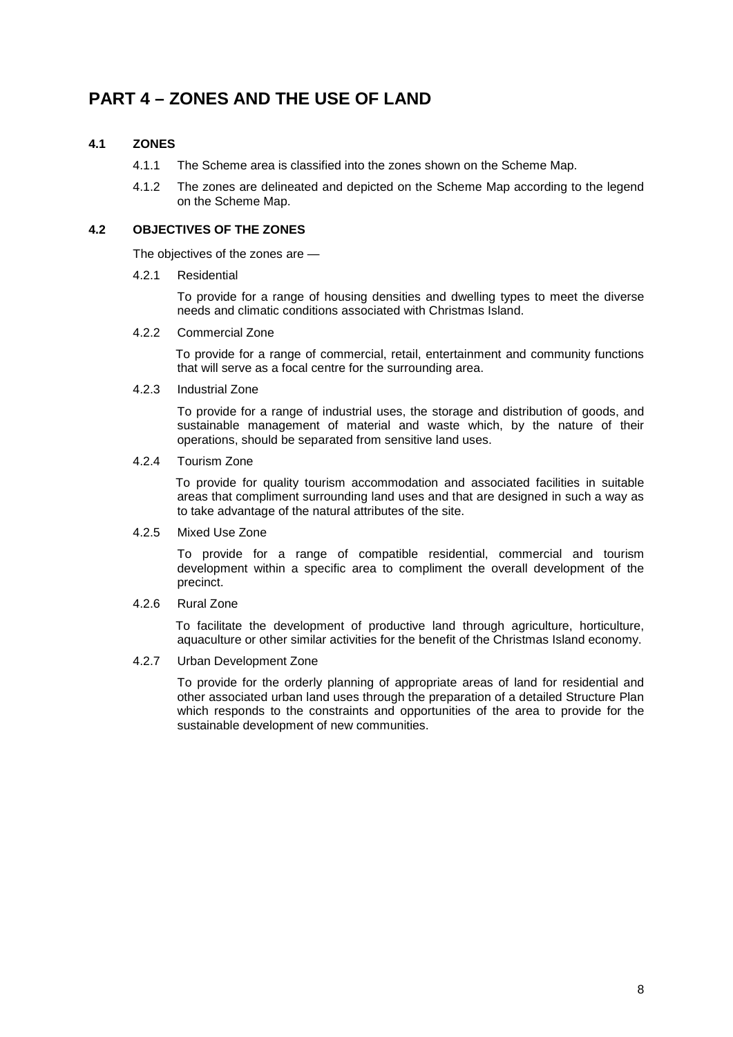# PART 4 – ZONES AND THE USE OF LAND

## 4.1 ZONES

4.1.1 The Scheme area is classified into the zones shown on the Scheme Map.

4.1.2 The zones are delineated and depicted on the Scheme Map according to the legend on the Scheme Map.

## 4.2 OBJECTIVES OF THE ZONES

The objectives of the zones are —

4.2.1 Residential

To provide for a range of housing densities and dwelling types to meet the diverse needs and climatic conditions associated with Christmas Island.

4.2.2 Commercial Zone

To provide for a range of commercial, retail, entertainment and community functions that will serve as a focal centre for the surrounding area.

4.2.3 Industrial Zone

To provide for a range of industrial uses, the storage and distribution of goods, and sustainable management of material and waste which, by the nature of their operations, should be separated from sensitive land uses.

4.2.4 Tourism Zone

To provide for quality tourism accommodation and associated facilities in suitable areas that compliment surrounding land uses and that are designed in such a way as to take advantage of the natural attributes of the site.

4.2.5 Mixed Use Zone

To provide for a range of compatible residential, commercial and tourism development within a specific area to compliment the overall development of the precinct.

4.2.6 Rural Zone

To facilitate the development of productive land through agriculture, horticulture, aquaculture or other similar activities for the benefit of the Christmas Island economy.

4.2.7 Urban Development Zone

To provide for the orderly planning of appropriate areas of land for residential and other associated urban land uses through the preparation of a detailed Structure Plan which responds to the constraints and opportunities of the area to provide for the sustainable development of new communities.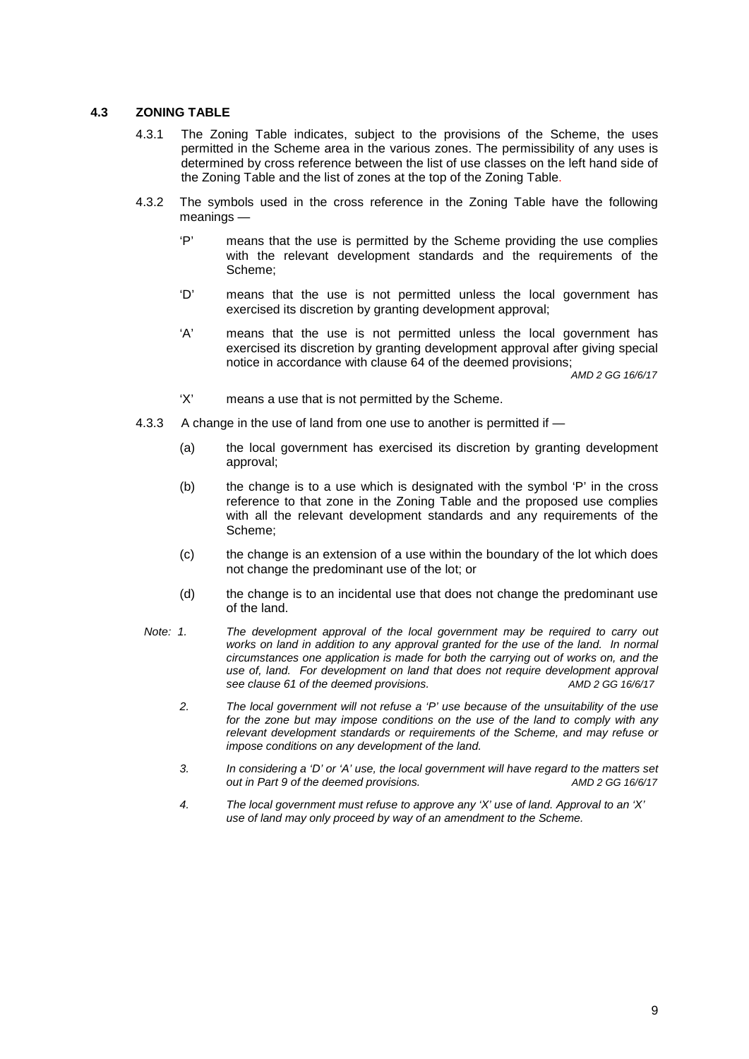### 4.3 ZONING TABLE

4.3.1 The Zoning Table indicates, subject to the provisions of the Scheme, the uses permitted in the Scheme area in the various zones. The permissibility of any uses is determined by cross reference between the list of use classes on the left hand side of the Zoning Table and the list of zones at the top of the Zoning Table.

4.3.2 The symbols used in the cross reference in the Zoning Table have the following meanings —

'P' means that the use is permitted by the Scheme providing the use complies with the relevant development standards and the requirements of the Scheme;

'D' means that the use is not permitted unless the local government has exercised its discretion by granting development approval;

'A' means that the use is not permitted unless the local government has exercised its discretion by granting development approval after giving special notice in accordance with clause 64 of the deemed provisions;
*AMD 2 GG 16/6/17*

'X' means a use that is not permitted by the Scheme.

4.3.3 A change in the use of land from one use to another is permitted if —

(a) the local government has exercised its discretion by granting development approval;

(b) the change is to a use which is designated with the symbol 'P' in the cross reference to that zone in the Zoning Table and the proposed use complies with all the relevant development standards and any requirements of the Scheme;

(c) the change is an extension of a use within the boundary of the lot which does not change the predominant use of the lot; or

(d) the change is to an incidental use that does not change the predominant use of the land.

*Note: 1. The development approval of the local government may be required to carry out works on land in addition to any approval granted for the use of the land. In normal circumstances one application is made for both the carrying out of works on, and the use of, land. For development on land that does not require development approval see clause 61 of the deemed provisions.* *AMD 2 GG 16/6/17*

*2. The local government will not refuse a 'P' use because of the unsuitability of the use for the zone but may impose conditions on the use of the land to comply with any relevant development standards or requirements of the Scheme, and may refuse or impose conditions on any development of the land.*

*3. In considering a 'D' or 'A' use, the local government will have regard to the matters set out in Part 9 of the deemed provisions.* *AMD 2 GG 16/6/17*

*4. The local government must refuse to approve any 'X' use of land. Approval to an 'X' use of land may only proceed by way of an amendment to the Scheme.*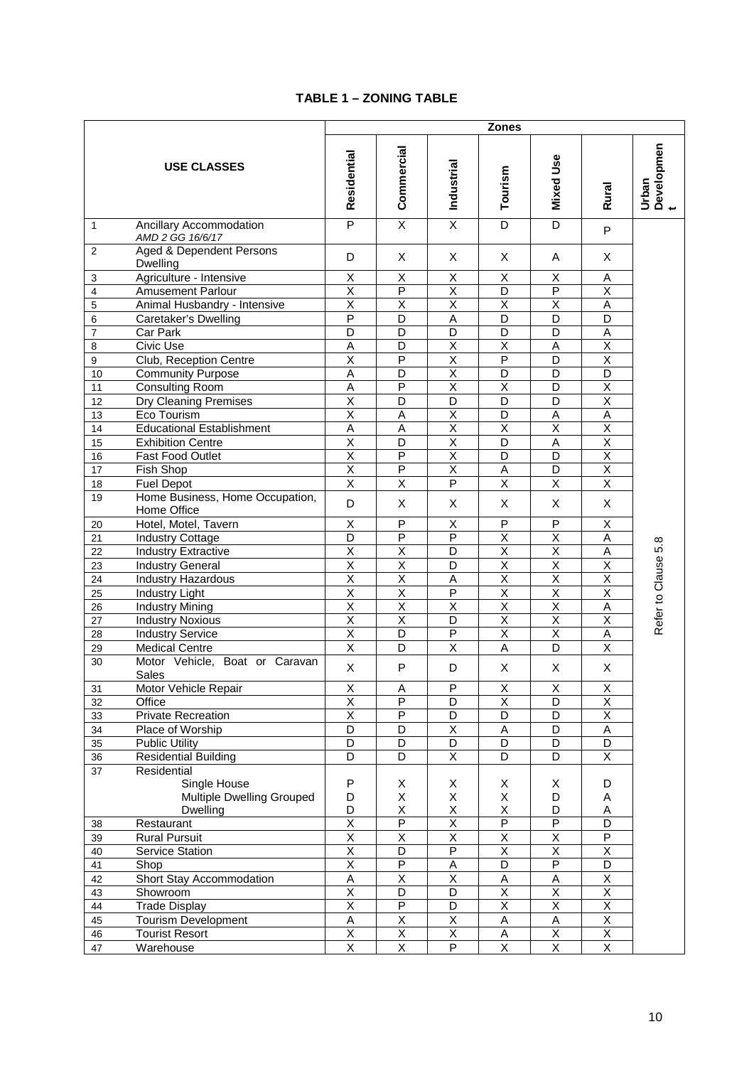## TABLE 1 – ZONING TABLE

| | USE CLASSES | Zones | | | | | | |
|---|---|---|---|---|---|---|---|---|
| | | Residential | Commercial | Industrial | Tourism | Mixed Use | Rural | Urban Development |
| 1 | Ancillary Accommodation *AMD 2 GG 16/6/17* | P | X | X | D | D | P | Refer to Clause 5.8 |
| 2 | Aged & Dependent Persons Dwelling | D | X | X | X | A | X | |
| 3 | Agriculture - Intensive | X | X | X | X | X | A | |
| 4 | Amusement Parlour | X | P | X | D | P | X | |
| 5 | Animal Husbandry - Intensive | X | X | X | X | X | A | |
| 6 | Caretaker's Dwelling | P | D | A | D | D | D | |
| 7 | Car Park | D | D | D | D | D | A | |
| 8 | Civic Use | A | D | X | X | A | X | |
| 9 | Club, Reception Centre | X | P | X | P | D | X | |
| 10 | Community Purpose | A | D | X | D | D | D | |
| 11 | Consulting Room | A | P | X | X | D | X | |
| 12 | Dry Cleaning Premises | X | D | D | D | D | X | |
| 13 | Eco Tourism | X | A | X | D | A | A | |
| 14 | Educational Establishment | A | A | X | X | X | X | |
| 15 | Exhibition Centre | X | D | X | D | A | X | |
| 16 | Fast Food Outlet | X | P | X | D | D | X | |
| 17 | Fish Shop | X | P | X | A | D | X | |
| 18 | Fuel Depot | X | X | P | X | X | X | |
| 19 | Home Business, Home Occupation, Home Office | D | X | X | X | X | X | |
| 20 | Hotel, Motel, Tavern | X | P | X | P | P | X | |
| 21 | Industry Cottage | D | P | P | X | X | A | |
| 22 | Industry Extractive | X | X | D | X | X | A | |
| 23 | Industry General | X | X | D | X | X | X | |
| 24 | Industry Hazardous | X | X | A | X | X | X | |
| 25 | Industry Light | X | X | P | X | X | X | |
| 26 | Industry Mining | X | X | X | X | X | A | |
| 27 | Industry Noxious | X | X | D | X | X | X | |
| 28 | Industry Service | X | D | P | X | X | A | |
| 29 | Medical Centre | X | D | X | A | D | X | |
| 30 | Motor Vehicle, Boat or Caravan Sales | X | P | D | X | X | X | |
| 31 | Motor Vehicle Repair | X | A | P | X | X | X | |
| 32 | Office | X | P | D | X | D | X | |
| 33 | Private Recreation | X | P | D | D | D | X | |
| 34 | Place of Worship | D | D | X | A | D | A | |
| 35 | Public Utility | D | D | D | D | D | D | |
| 36 | Residential Building | D | D | X | D | D | X | |
| 37 | Residential | | | | | | | |
| | Single House | P | X | X | X | X | D | |
| | Multiple Dwelling Grouped | D | X | X | X | D | A | |
| | Dwelling | D | X | X | X | D | A | |
| 38 | Restaurant | X | P | X | P | P | D | |
| 39 | Rural Pursuit | X | X | X | X | X | P | |
| 40 | Service Station | X | D | P | X | X | X | |
| 41 | Shop | X | P | A | D | P | D | |
| 42 | Short Stay Accommodation | A | X | X | A | A | X | |
| 43 | Showroom | X | D | D | X | X | X | |
| 44 | Trade Display | X | P | D | X | X | X | |
| 45 | Tourism Development | A | X | X | A | A | X | |
| 46 | Tourist Resort | X | X | X | A | X | X | |
| 47 | Warehouse | X | X | P | X | X | X | |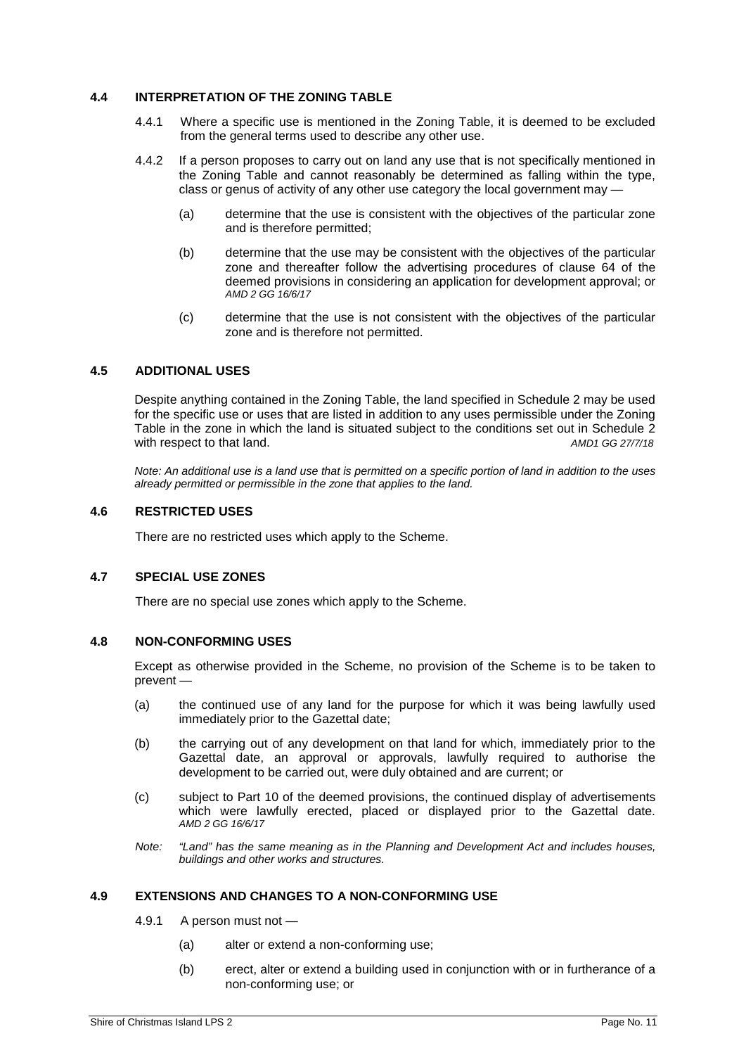## 4.4 INTERPRETATION OF THE ZONING TABLE

4.4.1 Where a specific use is mentioned in the Zoning Table, it is deemed to be excluded from the general terms used to describe any other use.

4.4.2 If a person proposes to carry out on land any use that is not specifically mentioned in the Zoning Table and cannot reasonably be determined as falling within the type, class or genus of activity of any other use category the local government may —

(a) determine that the use is consistent with the objectives of the particular zone and is therefore permitted;

(b) determine that the use may be consistent with the objectives of the particular zone and thereafter follow the advertising procedures of clause 64 of the deemed provisions in considering an application for development approval; or *AMD 2 GG 16/6/17*

(c) determine that the use is not consistent with the objectives of the particular zone and is therefore not permitted.

## 4.5 ADDITIONAL USES

Despite anything contained in the Zoning Table, the land specified in Schedule 2 may be used for the specific use or uses that are listed in addition to any uses permissible under the Zoning Table in the zone in which the land is situated subject to the conditions set out in Schedule 2 with respect to that land. *AMD1 GG 27/7/18*

*Note: An additional use is a land use that is permitted on a specific portion of land in addition to the uses already permitted or permissible in the zone that applies to the land.*

## 4.6 RESTRICTED USES

There are no restricted uses which apply to the Scheme.

## 4.7 SPECIAL USE ZONES

There are no special use zones which apply to the Scheme.

## 4.8 NON-CONFORMING USES

Except as otherwise provided in the Scheme, no provision of the Scheme is to be taken to prevent —

(a) the continued use of any land for the purpose for which it was being lawfully used immediately prior to the Gazettal date;

(b) the carrying out of any development on that land for which, immediately prior to the Gazettal date, an approval or approvals, lawfully required to authorise the development to be carried out, were duly obtained and are current; or

(c) subject to Part 10 of the deemed provisions, the continued display of advertisements which were lawfully erected, placed or displayed prior to the Gazettal date. *AMD 2 GG 16/6/17*

*Note: "Land" has the same meaning as in the Planning and Development Act and includes houses, buildings and other works and structures.*

## 4.9 EXTENSIONS AND CHANGES TO A NON-CONFORMING USE

4.9.1 A person must not —

(a) alter or extend a non-conforming use;

(b) erect, alter or extend a building used in conjunction with or in furtherance of a non-conforming use; or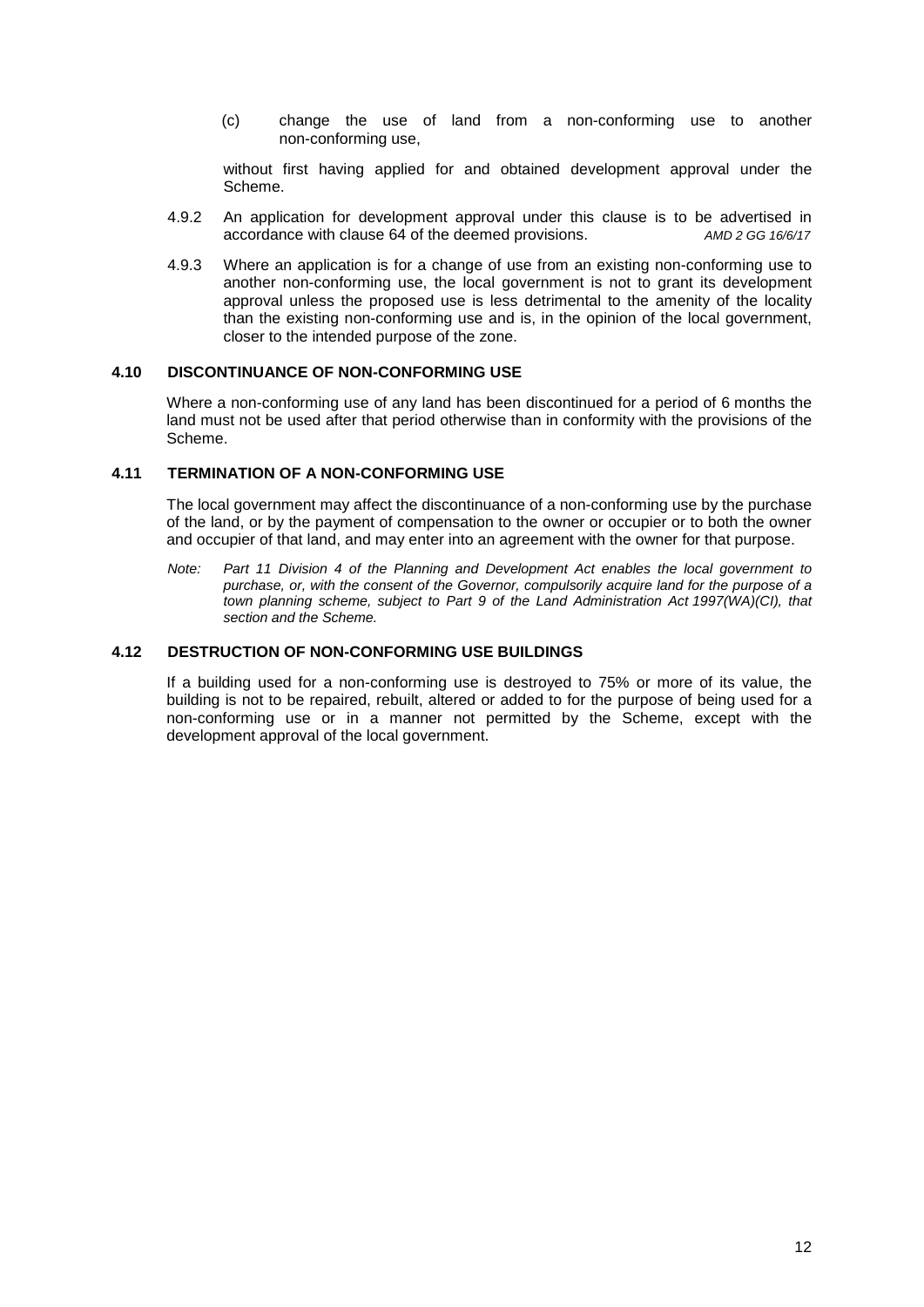(c) change the use of land from a non-conforming use to another non-conforming use,

without first having applied for and obtained development approval under the Scheme.

4.9.2 An application for development approval under this clause is to be advertised in accordance with clause 64 of the deemed provisions. *AMD 2 GG 16/6/17*

4.9.3 Where an application is for a change of use from an existing non-conforming use to another non-conforming use, the local government is not to grant its development approval unless the proposed use is less detrimental to the amenity of the locality than the existing non-conforming use and is, in the opinion of the local government, closer to the intended purpose of the zone.

### 4.10 DISCONTINUANCE OF NON-CONFORMING USE

Where a non-conforming use of any land has been discontinued for a period of 6 months the land must not be used after that period otherwise than in conformity with the provisions of the Scheme.

### 4.11 TERMINATION OF A NON-CONFORMING USE

The local government may affect the discontinuance of a non-conforming use by the purchase of the land, or by the payment of compensation to the owner or occupier or to both the owner and occupier of that land, and may enter into an agreement with the owner for that purpose.

*Note: Part 11 Division 4 of the Planning and Development Act enables the local government to purchase, or, with the consent of the Governor, compulsorily acquire land for the purpose of a town planning scheme, subject to Part 9 of the Land Administration Act 1997(WA)(CI), that section and the Scheme.*

### 4.12 DESTRUCTION OF NON-CONFORMING USE BUILDINGS

If a building used for a non-conforming use is destroyed to 75% or more of its value, the building is not to be repaired, rebuilt, altered or added to for the purpose of being used for a non-conforming use or in a manner not permitted by the Scheme, except with the development approval of the local government.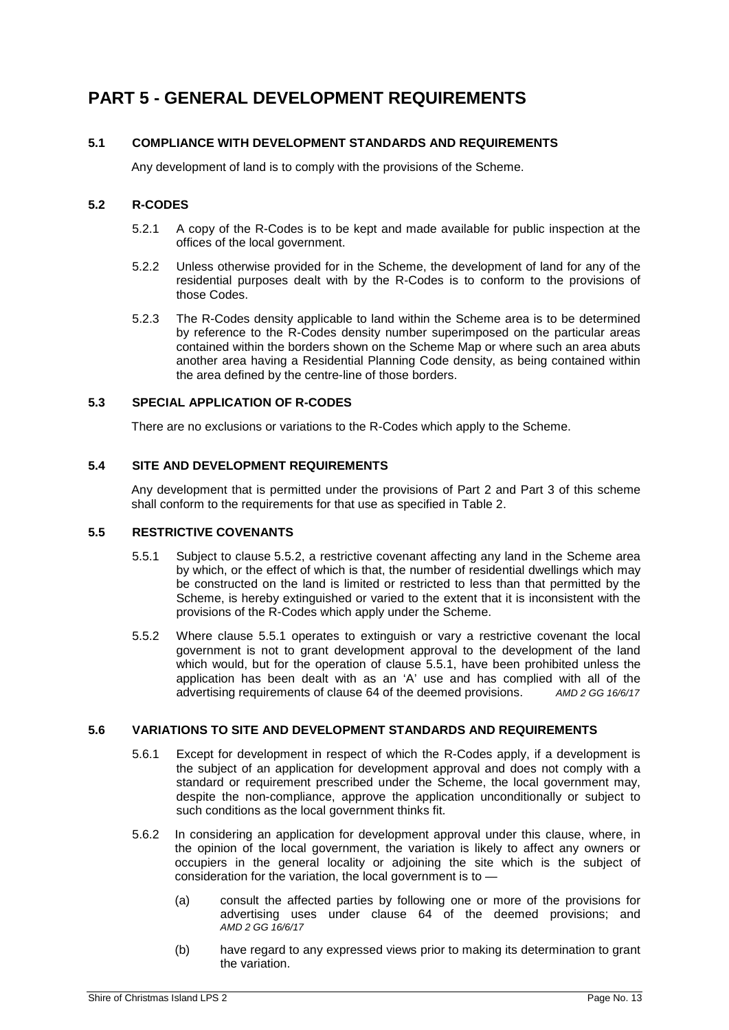# PART 5 - GENERAL DEVELOPMENT REQUIREMENTS

## 5.1 COMPLIANCE WITH DEVELOPMENT STANDARDS AND REQUIREMENTS

Any development of land is to comply with the provisions of the Scheme.

## 5.2 R-CODES

5.2.1 A copy of the R-Codes is to be kept and made available for public inspection at the offices of the local government.

5.2.2 Unless otherwise provided for in the Scheme, the development of land for any of the residential purposes dealt with by the R-Codes is to conform to the provisions of those Codes.

5.2.3 The R-Codes density applicable to land within the Scheme area is to be determined by reference to the R-Codes density number superimposed on the particular areas contained within the borders shown on the Scheme Map or where such an area abuts another area having a Residential Planning Code density, as being contained within the area defined by the centre-line of those borders.

## 5.3 SPECIAL APPLICATION OF R-CODES

There are no exclusions or variations to the R-Codes which apply to the Scheme.

## 5.4 SITE AND DEVELOPMENT REQUIREMENTS

Any development that is permitted under the provisions of Part 2 and Part 3 of this scheme shall conform to the requirements for that use as specified in Table 2.

## 5.5 RESTRICTIVE COVENANTS

5.5.1 Subject to clause 5.5.2, a restrictive covenant affecting any land in the Scheme area by which, or the effect of which is that, the number of residential dwellings which may be constructed on the land is limited or restricted to less than that permitted by the Scheme, is hereby extinguished or varied to the extent that it is inconsistent with the provisions of the R-Codes which apply under the Scheme.

5.5.2 Where clause 5.5.1 operates to extinguish or vary a restrictive covenant the local government is not to grant development approval to the development of the land which would, but for the operation of clause 5.5.1, have been prohibited unless the application has been dealt with as an 'A' use and has complied with all of the advertising requirements of clause 64 of the deemed provisions. *AMD 2 GG 16/6/17*

## 5.6 VARIATIONS TO SITE AND DEVELOPMENT STANDARDS AND REQUIREMENTS

5.6.1 Except for development in respect of which the R-Codes apply, if a development is the subject of an application for development approval and does not comply with a standard or requirement prescribed under the Scheme, the local government may, despite the non-compliance, approve the application unconditionally or subject to such conditions as the local government thinks fit.

5.6.2 In considering an application for development approval under this clause, where, in the opinion of the local government, the variation is likely to affect any owners or occupiers in the general locality or adjoining the site which is the subject of consideration for the variation, the local government is to —

(a) consult the affected parties by following one or more of the provisions for advertising uses under clause 64 of the deemed provisions; and *AMD 2 GG 16/6/17*

(b) have regard to any expressed views prior to making its determination to grant the variation.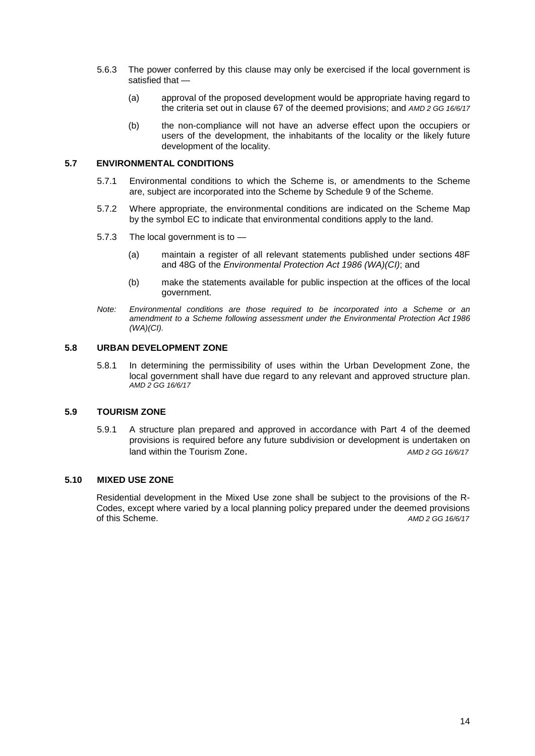5.6.3 The power conferred by this clause may only be exercised if the local government is satisfied that —

(a) approval of the proposed development would be appropriate having regard to the criteria set out in clause 67 of the deemed provisions; and *AMD 2 GG 16/6/17*

(b) the non-compliance will not have an adverse effect upon the occupiers or users of the development, the inhabitants of the locality or the likely future development of the locality.

## 5.7 ENVIRONMENTAL CONDITIONS

5.7.1 Environmental conditions to which the Scheme is, or amendments to the Scheme are, subject are incorporated into the Scheme by Schedule 9 of the Scheme.

5.7.2 Where appropriate, the environmental conditions are indicated on the Scheme Map by the symbol EC to indicate that environmental conditions apply to the land.

5.7.3 The local government is to —

(a) maintain a register of all relevant statements published under sections 48F and 48G of the *Environmental Protection Act 1986 (WA)(CI)*; and

(b) make the statements available for public inspection at the offices of the local government.

*Note: Environmental conditions are those required to be incorporated into a Scheme or an amendment to a Scheme following assessment under the Environmental Protection Act 1986 (WA)(CI).*

## 5.8 URBAN DEVELOPMENT ZONE

5.8.1 In determining the permissibility of uses within the Urban Development Zone, the local government shall have due regard to any relevant and approved structure plan. *AMD 2 GG 16/6/17*

## 5.9 TOURISM ZONE

5.9.1 A structure plan prepared and approved in accordance with Part 4 of the deemed provisions is required before any future subdivision or development is undertaken on land within the Tourism Zone. *AMD 2 GG 16/6/17*

## 5.10 MIXED USE ZONE

Residential development in the Mixed Use zone shall be subject to the provisions of the R-Codes, except where varied by a local planning policy prepared under the deemed provisions of this Scheme. *AMD 2 GG 16/6/17*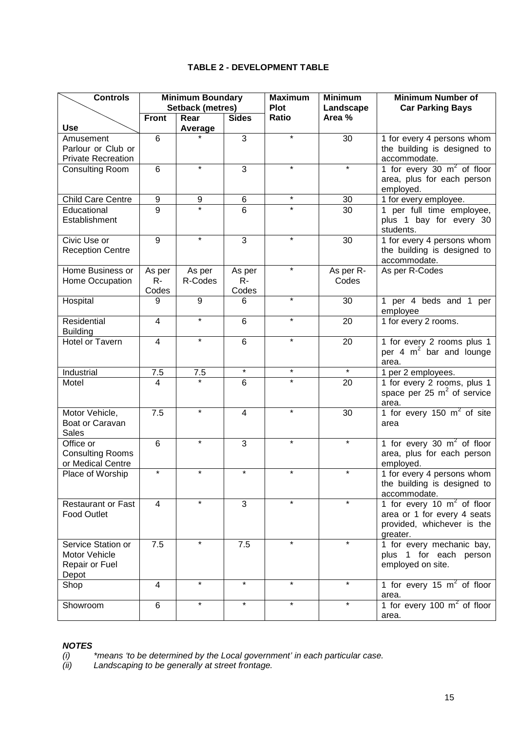**TABLE 2 - DEVELOPMENT TABLE**

| Controls / Use | Minimum Boundary Setback (metres) | | | Maximum Plot Ratio | Minimum Landscape Area % | Minimum Number of Car Parking Bays |
|---|---|---|---|---|---|---|
| | Front | Rear Average | Sides | | | |
| Amusement Parlour or Club or Private Recreation | 6 | * | 3 | * | 30 | 1 for every 4 persons whom the building is designed to accommodate. |
| Consulting Room | 6 | * | 3 | * | * | 1 for every 30 $m^2$ of floor area, plus for each person employed. |
| Child Care Centre | 9 | 9 | 6 | * | 30 | 1 for every employee. |
| Educational Establishment | 9 | * | 6 | * | 30 | 1 per full time employee, plus 1 bay for every 30 students. |
| Civic Use or Reception Centre | 9 | * | 3 | * | 30 | 1 for every 4 persons whom the building is designed to accommodate. |
| Home Business or Home Occupation | As per R-Codes | As per R-Codes | As per R-Codes | * | As per R-Codes | As per R-Codes |
| Hospital | 9 | 9 | 6 | * | 30 | 1 per 4 beds and 1 per employee |
| Residential Building | 4 | * | 6 | * | 20 | 1 for every 2 rooms. |
| Hotel or Tavern | 4 | * | 6 | * | 20 | 1 for every 2 rooms plus 1 per 4 $m^2$ bar and lounge area. |
| Industrial | 7.5 | 7.5 | * | * | * | 1 per 2 employees. |
| Motel | 4 | * | 6 | * | 20 | 1 for every 2 rooms, plus 1 space per 25 $m^2$ of service area. |
| Motor Vehicle, Boat or Caravan Sales | 7.5 | * | 4 | * | 30 | 1 for every 150 $m^2$ of site area |
| Office or Consulting Rooms or Medical Centre | 6 | * | 3 | * | * | 1 for every 30 $m^2$ of floor area, plus for each person employed. |
| Place of Worship | * | * | * | * | * | 1 for every 4 persons whom the building is designed to accommodate. |
| Restaurant or Fast Food Outlet | 4 | * | 3 | * | * | 1 for every 10 $m^2$ of floor area or 1 for every 4 seats provided, whichever is the greater. |
| Service Station or Motor Vehicle Repair or Fuel Depot | 7.5 | * | 7.5 | * | * | 1 for every mechanic bay, plus 1 for each person employed on site. |
| Shop | 4 | * | * | * | * | 1 for every 15 $m^2$ of floor area. |
| Showroom | 6 | * | * | * | * | 1 for every 100 $m^2$ of floor area. |

***NOTES***

*(i) \*means 'to be determined by the Local government' in each particular case.*

*(ii) Landscaping to be generally at street frontage.*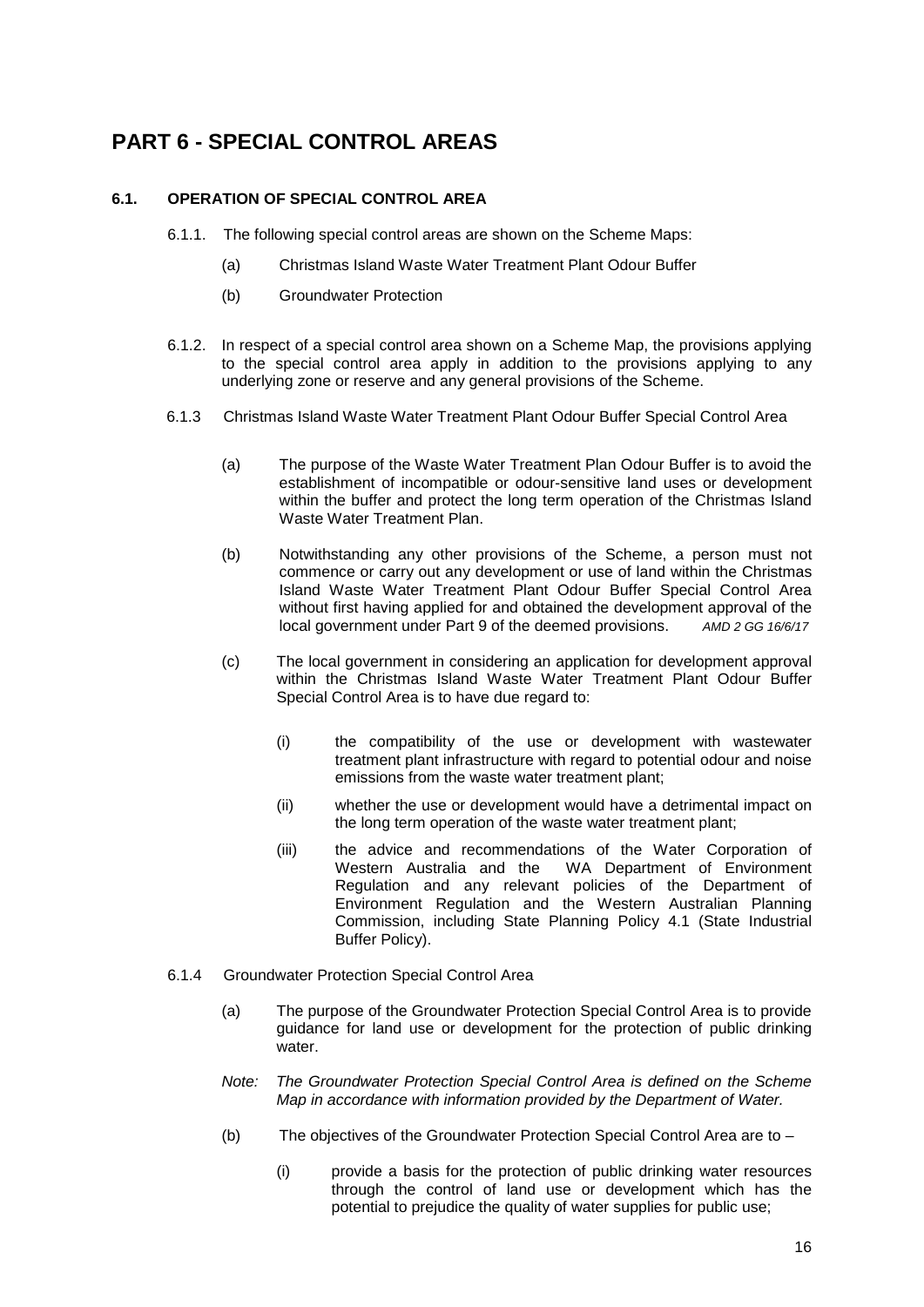# PART 6 - SPECIAL CONTROL AREAS

## 6.1. OPERATION OF SPECIAL CONTROL AREA

6.1.1. The following special control areas are shown on the Scheme Maps:

(a) Christmas Island Waste Water Treatment Plant Odour Buffer

(b) Groundwater Protection

6.1.2. In respect of a special control area shown on a Scheme Map, the provisions applying to the special control area apply in addition to the provisions applying to any underlying zone or reserve and any general provisions of the Scheme.

6.1.3 Christmas Island Waste Water Treatment Plant Odour Buffer Special Control Area

(a) The purpose of the Waste Water Treatment Plan Odour Buffer is to avoid the establishment of incompatible or odour-sensitive land uses or development within the buffer and protect the long term operation of the Christmas Island Waste Water Treatment Plan.

(b) Notwithstanding any other provisions of the Scheme, a person must not commence or carry out any development or use of land within the Christmas Island Waste Water Treatment Plant Odour Buffer Special Control Area without first having applied for and obtained the development approval of the local government under Part 9 of the deemed provisions. *AMD 2 GG 16/6/17*

(c) The local government in considering an application for development approval within the Christmas Island Waste Water Treatment Plant Odour Buffer Special Control Area is to have due regard to:

(i) the compatibility of the use or development with wastewater treatment plant infrastructure with regard to potential odour and noise emissions from the waste water treatment plant;

(ii) whether the use or development would have a detrimental impact on the long term operation of the waste water treatment plant;

(iii) the advice and recommendations of the Water Corporation of Western Australia and the WA Department of Environment Regulation and any relevant policies of the Department of Environment Regulation and the Western Australian Planning Commission, including State Planning Policy 4.1 (State Industrial Buffer Policy).

6.1.4 Groundwater Protection Special Control Area

(a) The purpose of the Groundwater Protection Special Control Area is to provide guidance for land use or development for the protection of public drinking water.

*Note: The Groundwater Protection Special Control Area is defined on the Scheme Map in accordance with information provided by the Department of Water.*

(b) The objectives of the Groundwater Protection Special Control Area are to –

(i) provide a basis for the protection of public drinking water resources through the control of land use or development which has the potential to prejudice the quality of water supplies for public use;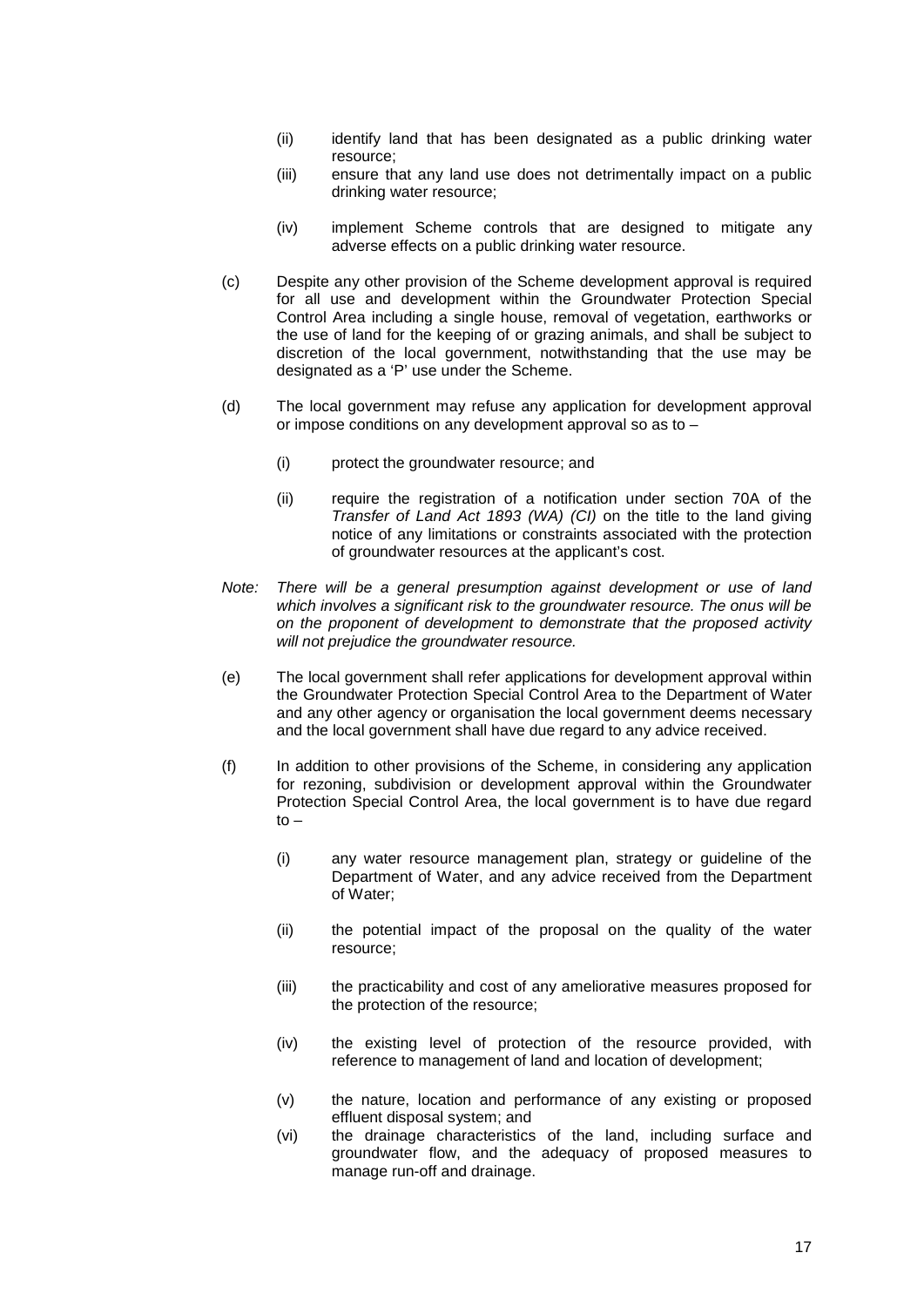(ii) identify land that has been designated as a public drinking water resource;

(iii) ensure that any land use does not detrimentally impact on a public drinking water resource;

(iv) implement Scheme controls that are designed to mitigate any adverse effects on a public drinking water resource.

(c) Despite any other provision of the Scheme development approval is required for all use and development within the Groundwater Protection Special Control Area including a single house, removal of vegetation, earthworks or the use of land for the keeping of or grazing animals, and shall be subject to discretion of the local government, notwithstanding that the use may be designated as a 'P' use under the Scheme.

(d) The local government may refuse any application for development approval or impose conditions on any development approval so as to –

   (i) protect the groundwater resource; and

   (ii) require the registration of a notification under section 70A of the *Transfer of Land Act 1893 (WA) (CI)* on the title to the land giving notice of any limitations or constraints associated with the protection of groundwater resources at the applicant's cost.

*Note: There will be a general presumption against development or use of land which involves a significant risk to the groundwater resource. The onus will be on the proponent of development to demonstrate that the proposed activity will not prejudice the groundwater resource.*

(e) The local government shall refer applications for development approval within the Groundwater Protection Special Control Area to the Department of Water and any other agency or organisation the local government deems necessary and the local government shall have due regard to any advice received.

(f) In addition to other provisions of the Scheme, in considering any application for rezoning, subdivision or development approval within the Groundwater Protection Special Control Area, the local government is to have due regard to –

   (i) any water resource management plan, strategy or guideline of the Department of Water, and any advice received from the Department of Water;

   (ii) the potential impact of the proposal on the quality of the water resource;

   (iii) the practicability and cost of any ameliorative measures proposed for the protection of the resource;

   (iv) the existing level of protection of the resource provided, with reference to management of land and location of development;

   (v) the nature, location and performance of any existing or proposed effluent disposal system; and

   (vi) the drainage characteristics of the land, including surface and groundwater flow, and the adequacy of proposed measures to manage run-off and drainage.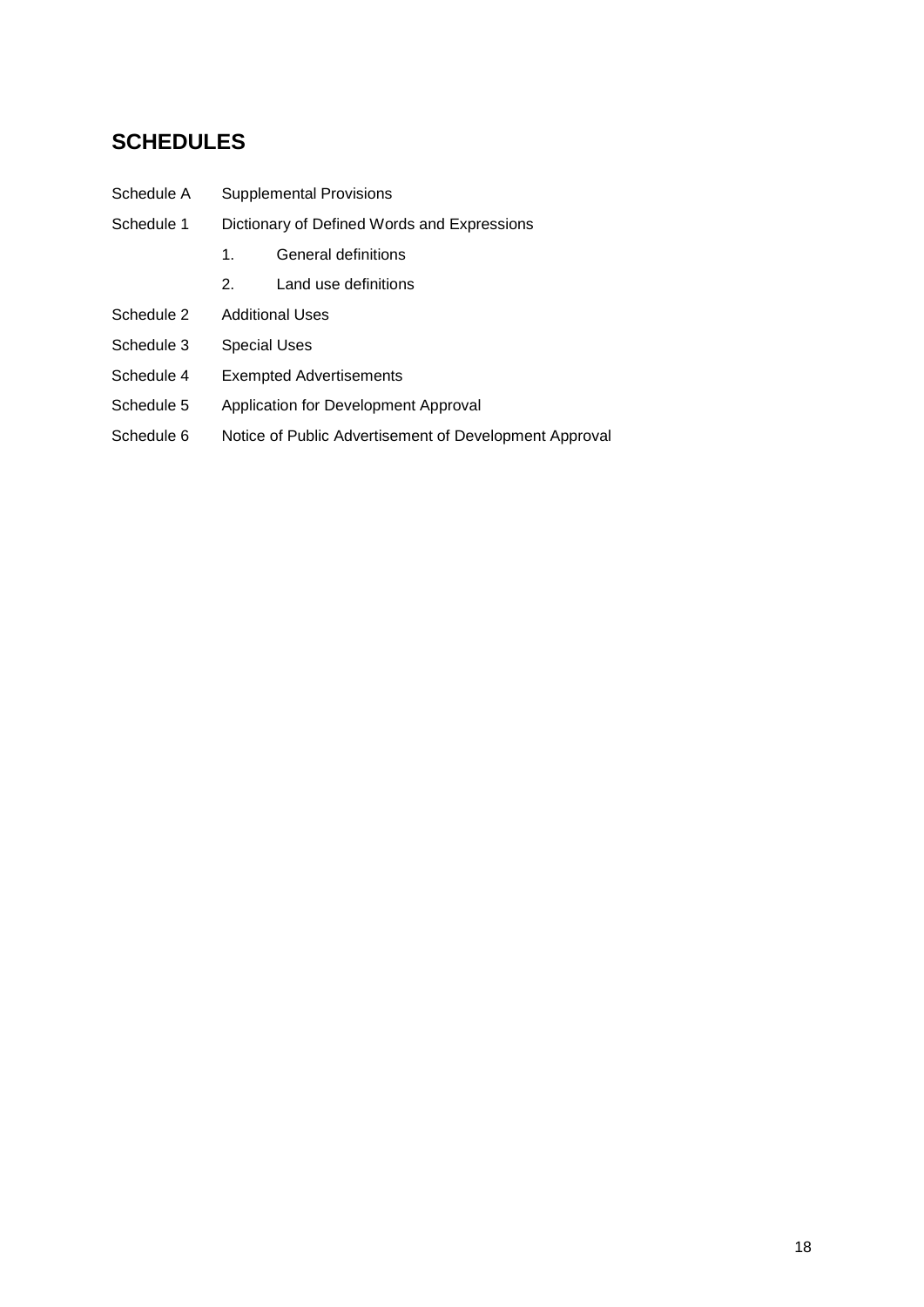## SCHEDULES

| | |
|---|---|
| Schedule A | Supplemental Provisions |
| Schedule 1 | Dictionary of Defined Words and Expressions |
| | 1. General definitions |
| | 2. Land use definitions |
| Schedule 2 | Additional Uses |
| Schedule 3 | Special Uses |
| Schedule 4 | Exempted Advertisements |
| Schedule 5 | Application for Development Approval |
| Schedule 6 | Notice of Public Advertisement of Development Approval |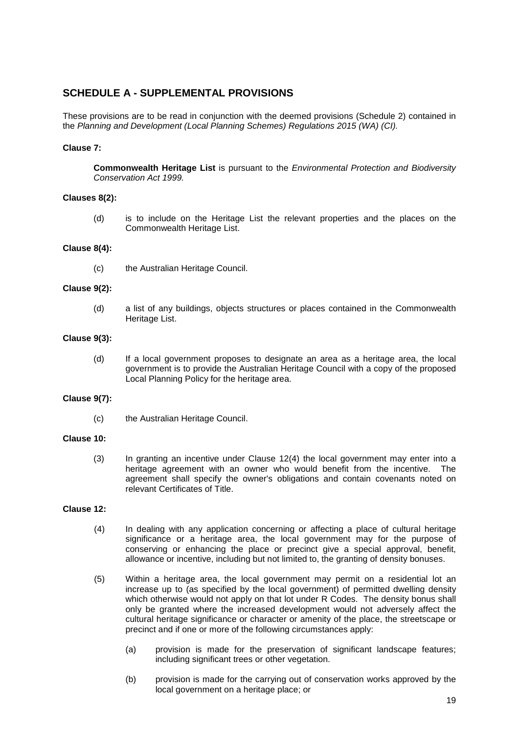## SCHEDULE A - SUPPLEMENTAL PROVISIONS

These provisions are to be read in conjunction with the deemed provisions (Schedule 2) contained in the *Planning and Development (Local Planning Schemes) Regulations 2015 (WA) (CI).*

**Clause 7:**

**Commonwealth Heritage List** is pursuant to the *Environmental Protection and Biodiversity Conservation Act 1999.*

**Clauses 8(2):**

(d) is to include on the Heritage List the relevant properties and the places on the Commonwealth Heritage List.

**Clause 8(4):**

(c) the Australian Heritage Council.

**Clause 9(2):**

(d) a list of any buildings, objects structures or places contained in the Commonwealth Heritage List.

**Clause 9(3):**

(d) If a local government proposes to designate an area as a heritage area, the local government is to provide the Australian Heritage Council with a copy of the proposed Local Planning Policy for the heritage area.

**Clause 9(7):**

(c) the Australian Heritage Council.

**Clause 10:**

(3) In granting an incentive under Clause 12(4) the local government may enter into a heritage agreement with an owner who would benefit from the incentive. The agreement shall specify the owner's obligations and contain covenants noted on relevant Certificates of Title.

**Clause 12:**

(4) In dealing with any application concerning or affecting a place of cultural heritage significance or a heritage area, the local government may for the purpose of conserving or enhancing the place or precinct give a special approval, benefit, allowance or incentive, including but not limited to, the granting of density bonuses.

(5) Within a heritage area, the local government may permit on a residential lot an increase up to (as specified by the local government) of permitted dwelling density which otherwise would not apply on that lot under R Codes. The density bonus shall only be granted where the increased development would not adversely affect the cultural heritage significance or character or amenity of the place, the streetscape or precinct and if one or more of the following circumstances apply:

(a) provision is made for the preservation of significant landscape features; including significant trees or other vegetation.

(b) provision is made for the carrying out of conservation works approved by the local government on a heritage place; or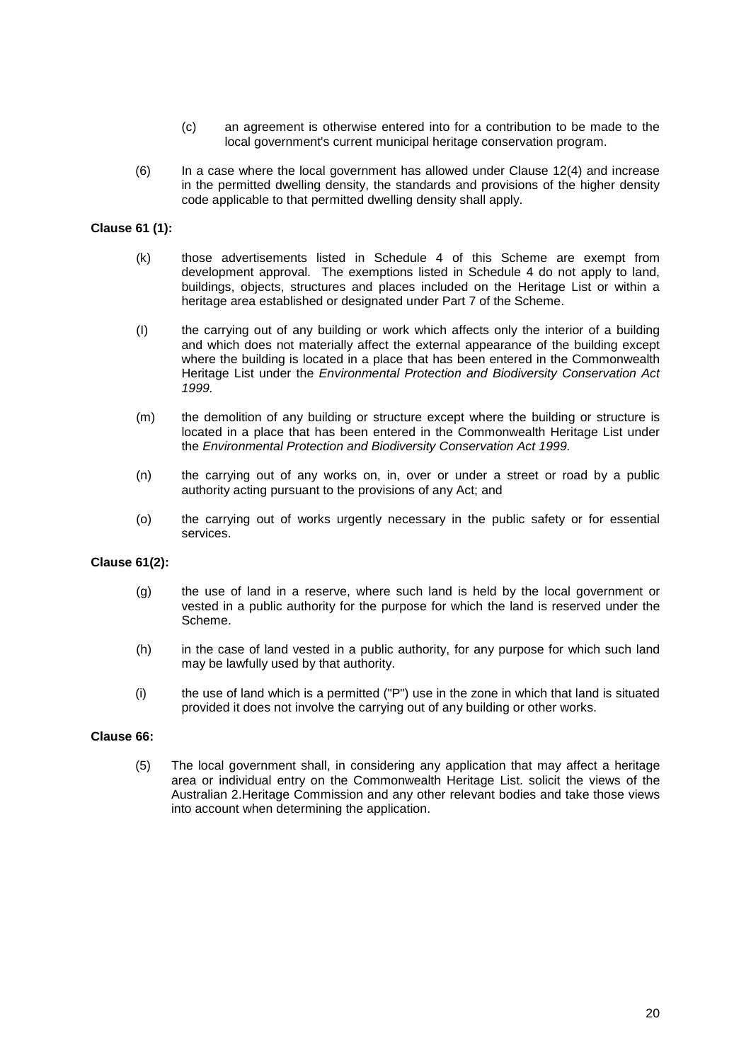(c) an agreement is otherwise entered into for a contribution to be made to the local government's current municipal heritage conservation program.

(6) In a case where the local government has allowed under Clause 12(4) and increase in the permitted dwelling density, the standards and provisions of the higher density code applicable to that permitted dwelling density shall apply.

**Clause 61 (1):**

(k) those advertisements listed in Schedule 4 of this Scheme are exempt from development approval. The exemptions listed in Schedule 4 do not apply to land, buildings, objects, structures and places included on the Heritage List or within a heritage area established or designated under Part 7 of the Scheme.

(l) the carrying out of any building or work which affects only the interior of a building and which does not materially affect the external appearance of the building except where the building is located in a place that has been entered in the Commonwealth Heritage List under the *Environmental Protection and Biodiversity Conservation Act 1999.*

(m) the demolition of any building or structure except where the building or structure is located in a place that has been entered in the Commonwealth Heritage List under the *Environmental Protection and Biodiversity Conservation Act 1999.*

(n) the carrying out of any works on, in, over or under a street or road by a public authority acting pursuant to the provisions of any Act; and

(o) the carrying out of works urgently necessary in the public safety or for essential services.

**Clause 61(2):**

(g) the use of land in a reserve, where such land is held by the local government or vested in a public authority for the purpose for which the land is reserved under the Scheme.

(h) in the case of land vested in a public authority, for any purpose for which such land may be lawfully used by that authority.

(i) the use of land which is a permitted ("P") use in the zone in which that land is situated provided it does not involve the carrying out of any building or other works.

**Clause 66:**

(5) The local government shall, in considering any application that may affect a heritage area or individual entry on the Commonwealth Heritage List. solicit the views of the Australian 2.Heritage Commission and any other relevant bodies and take those views into account when determining the application.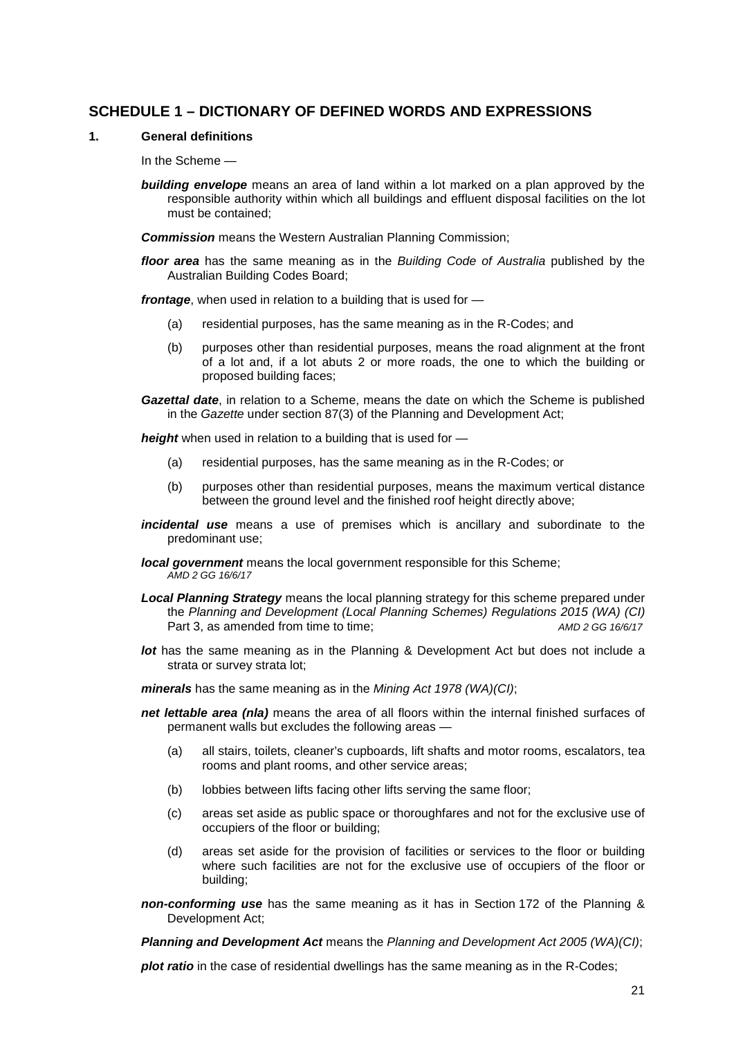## SCHEDULE 1 – DICTIONARY OF DEFINED WORDS AND EXPRESSIONS

### 1. General definitions

In the Scheme —

***building envelope*** means an area of land within a lot marked on a plan approved by the responsible authority within which all buildings and effluent disposal facilities on the lot must be contained;

***Commission*** means the Western Australian Planning Commission;

***floor area*** has the same meaning as in the *Building Code of Australia* published by the Australian Building Codes Board;

***frontage***, when used in relation to a building that is used for —

(a) residential purposes, has the same meaning as in the R-Codes; and

(b) purposes other than residential purposes, means the road alignment at the front of a lot and, if a lot abuts 2 or more roads, the one to which the building or proposed building faces;

***Gazettal date***, in relation to a Scheme, means the date on which the Scheme is published in the *Gazette* under section 87(3) of the Planning and Development Act;

***height*** when used in relation to a building that is used for —

(a) residential purposes, has the same meaning as in the R-Codes; or

(b) purposes other than residential purposes, means the maximum vertical distance between the ground level and the finished roof height directly above;

***incidental use*** means a use of premises which is ancillary and subordinate to the predominant use;

***local government*** means the local government responsible for this Scheme;
*AMD 2 GG 16/6/17*

***Local Planning Strategy*** means the local planning strategy for this scheme prepared under the *Planning and Development (Local Planning Schemes) Regulations 2015 (WA) (CI)* Part 3, as amended from time to time; *AMD 2 GG 16/6/17*

***lot*** has the same meaning as in the Planning & Development Act but does not include a strata or survey strata lot;

***minerals*** has the same meaning as in the *Mining Act 1978 (WA)(CI)*;

***net lettable area (nla)*** means the area of all floors within the internal finished surfaces of permanent walls but excludes the following areas —

(a) all stairs, toilets, cleaner's cupboards, lift shafts and motor rooms, escalators, tea rooms and plant rooms, and other service areas;

(b) lobbies between lifts facing other lifts serving the same floor;

(c) areas set aside as public space or thoroughfares and not for the exclusive use of occupiers of the floor or building;

(d) areas set aside for the provision of facilities or services to the floor or building where such facilities are not for the exclusive use of occupiers of the floor or building;

***non-conforming use*** has the same meaning as it has in Section 172 of the Planning & Development Act;

***Planning and Development Act*** means the *Planning and Development Act 2005 (WA)(CI)*;

***plot ratio*** in the case of residential dwellings has the same meaning as in the R-Codes;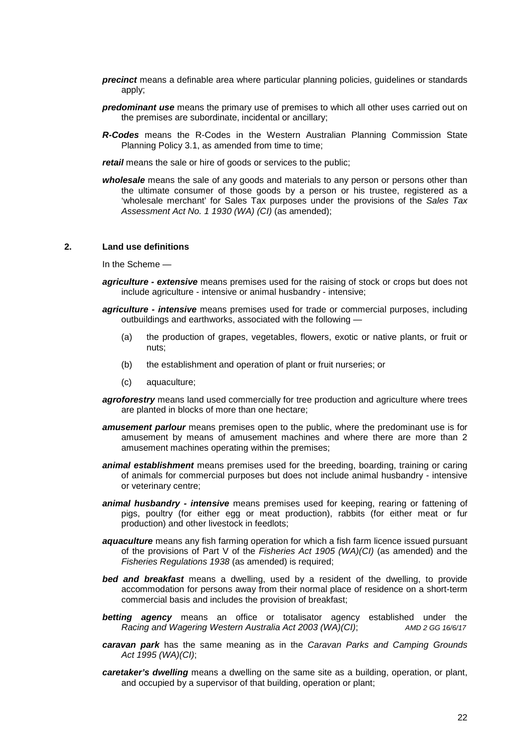***precinct*** means a definable area where particular planning policies, guidelines or standards apply;

***predominant use*** means the primary use of premises to which all other uses carried out on the premises are subordinate, incidental or ancillary;

***R-Codes*** means the R-Codes in the Western Australian Planning Commission State Planning Policy 3.1, as amended from time to time;

***retail*** means the sale or hire of goods or services to the public;

***wholesale*** means the sale of any goods and materials to any person or persons other than the ultimate consumer of those goods by a person or his trustee, registered as a 'wholesale merchant' for Sales Tax purposes under the provisions of the *Sales Tax Assessment Act No. 1 1930 (WA) (CI)* (as amended);

## 2. Land use definitions

In the Scheme —

***agriculture - extensive*** means premises used for the raising of stock or crops but does not include agriculture - intensive or animal husbandry - intensive;

***agriculture - intensive*** means premises used for trade or commercial purposes, including outbuildings and earthworks, associated with the following —

(a) the production of grapes, vegetables, flowers, exotic or native plants, or fruit or nuts;

(b) the establishment and operation of plant or fruit nurseries; or

(c) aquaculture;

***agroforestry*** means land used commercially for tree production and agriculture where trees are planted in blocks of more than one hectare;

***amusement parlour*** means premises open to the public, where the predominant use is for amusement by means of amusement machines and where there are more than 2 amusement machines operating within the premises;

***animal establishment*** means premises used for the breeding, boarding, training or caring of animals for commercial purposes but does not include animal husbandry - intensive or veterinary centre;

***animal husbandry - intensive*** means premises used for keeping, rearing or fattening of pigs, poultry (for either egg or meat production), rabbits (for either meat or fur production) and other livestock in feedlots;

***aquaculture*** means any fish farming operation for which a fish farm licence issued pursuant of the provisions of Part V of the *Fisheries Act 1905 (WA)(CI)* (as amended) and the *Fisheries Regulations 1938* (as amended) is required;

***bed and breakfast*** means a dwelling, used by a resident of the dwelling, to provide accommodation for persons away from their normal place of residence on a short-term commercial basis and includes the provision of breakfast;

***betting agency*** means an office or totalisator agency established under the *Racing and Wagering Western Australia Act 2003 (WA)(CI)*; *AMD 2 GG 16/6/17*

***caravan park*** has the same meaning as in the *Caravan Parks and Camping Grounds Act 1995 (WA)(CI)*;

***caretaker's dwelling*** means a dwelling on the same site as a building, operation, or plant, and occupied by a supervisor of that building, operation or plant;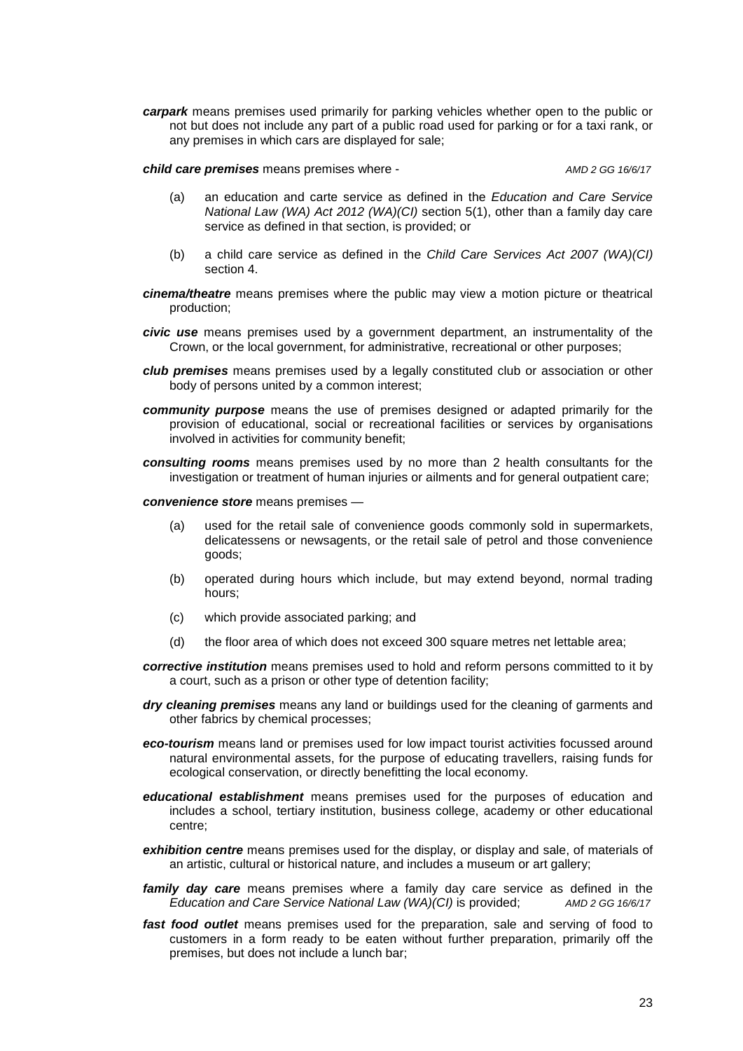***carpark*** means premises used primarily for parking vehicles whether open to the public or not but does not include any part of a public road used for parking or for a taxi rank, or any premises in which cars are displayed for sale;

***child care premises*** means premises where - *AMD 2 GG 16/6/17*

(a) an education and carte service as defined in the *Education and Care Service National Law (WA) Act 2012 (WA)(CI)* section 5(1), other than a family day care service as defined in that section, is provided; or

(b) a child care service as defined in the *Child Care Services Act 2007 (WA)(CI)* section 4.

***cinema/theatre*** means premises where the public may view a motion picture or theatrical production;

***civic use*** means premises used by a government department, an instrumentality of the Crown, or the local government, for administrative, recreational or other purposes;

***club premises*** means premises used by a legally constituted club or association or other body of persons united by a common interest;

***community purpose*** means the use of premises designed or adapted primarily for the provision of educational, social or recreational facilities or services by organisations involved in activities for community benefit;

***consulting rooms*** means premises used by no more than 2 health consultants for the investigation or treatment of human injuries or ailments and for general outpatient care;

***convenience store*** means premises —

(a) used for the retail sale of convenience goods commonly sold in supermarkets, delicatessens or newsagents, or the retail sale of petrol and those convenience goods;

(b) operated during hours which include, but may extend beyond, normal trading hours;

(c) which provide associated parking; and

(d) the floor area of which does not exceed 300 square metres net lettable area;

***corrective institution*** means premises used to hold and reform persons committed to it by a court, such as a prison or other type of detention facility;

***dry cleaning premises*** means any land or buildings used for the cleaning of garments and other fabrics by chemical processes;

***eco-tourism*** means land or premises used for low impact tourist activities focussed around natural environmental assets, for the purpose of educating travellers, raising funds for ecological conservation, or directly benefitting the local economy.

***educational establishment*** means premises used for the purposes of education and includes a school, tertiary institution, business college, academy or other educational centre;

***exhibition centre*** means premises used for the display, or display and sale, of materials of an artistic, cultural or historical nature, and includes a museum or art gallery;

***family day care*** means premises where a family day care service as defined in the *Education and Care Service National Law (WA)(CI)* is provided; *AMD 2 GG 16/6/17*

***fast food outlet*** means premises used for the preparation, sale and serving of food to customers in a form ready to be eaten without further preparation, primarily off the premises, but does not include a lunch bar;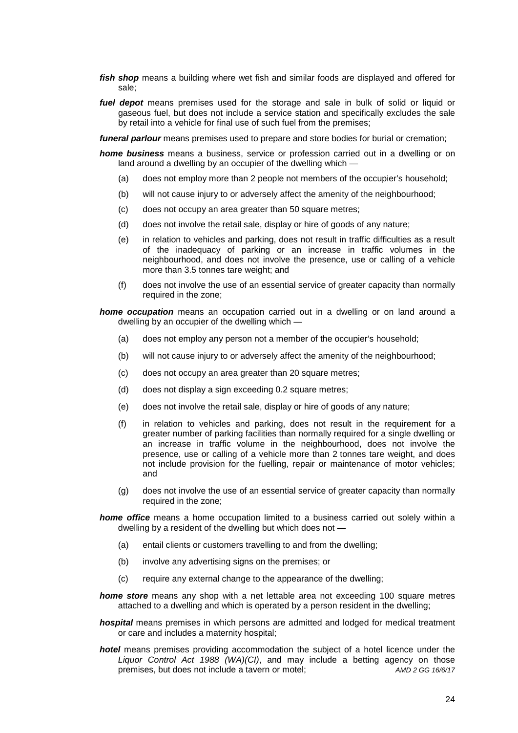***fish shop*** means a building where wet fish and similar foods are displayed and offered for sale;

***fuel depot*** means premises used for the storage and sale in bulk of solid or liquid or gaseous fuel, but does not include a service station and specifically excludes the sale by retail into a vehicle for final use of such fuel from the premises;

***funeral parlour*** means premises used to prepare and store bodies for burial or cremation;

***home business*** means a business, service or profession carried out in a dwelling or on land around a dwelling by an occupier of the dwelling which —

(a) does not employ more than 2 people not members of the occupier's household;

(b) will not cause injury to or adversely affect the amenity of the neighbourhood;

(c) does not occupy an area greater than 50 square metres;

(d) does not involve the retail sale, display or hire of goods of any nature;

(e) in relation to vehicles and parking, does not result in traffic difficulties as a result of the inadequacy of parking or an increase in traffic volumes in the neighbourhood, and does not involve the presence, use or calling of a vehicle more than 3.5 tonnes tare weight; and

(f) does not involve the use of an essential service of greater capacity than normally required in the zone;

***home occupation*** means an occupation carried out in a dwelling or on land around a dwelling by an occupier of the dwelling which —

(a) does not employ any person not a member of the occupier's household;

(b) will not cause injury to or adversely affect the amenity of the neighbourhood;

(c) does not occupy an area greater than 20 square metres;

(d) does not display a sign exceeding 0.2 square metres;

(e) does not involve the retail sale, display or hire of goods of any nature;

(f) in relation to vehicles and parking, does not result in the requirement for a greater number of parking facilities than normally required for a single dwelling or an increase in traffic volume in the neighbourhood, does not involve the presence, use or calling of a vehicle more than 2 tonnes tare weight, and does not include provision for the fuelling, repair or maintenance of motor vehicles; and

(g) does not involve the use of an essential service of greater capacity than normally required in the zone;

***home office*** means a home occupation limited to a business carried out solely within a dwelling by a resident of the dwelling but which does not —

(a) entail clients or customers travelling to and from the dwelling;

(b) involve any advertising signs on the premises; or

(c) require any external change to the appearance of the dwelling;

***home store*** means any shop with a net lettable area not exceeding 100 square metres attached to a dwelling and which is operated by a person resident in the dwelling;

***hospital*** means premises in which persons are admitted and lodged for medical treatment or care and includes a maternity hospital;

***hotel*** means premises providing accommodation the subject of a hotel licence under the *Liquor Control Act 1988 (WA)(CI)*, and may include a betting agency on those premises, but does not include a tavern or motel; *AMD 2 GG 16/6/17*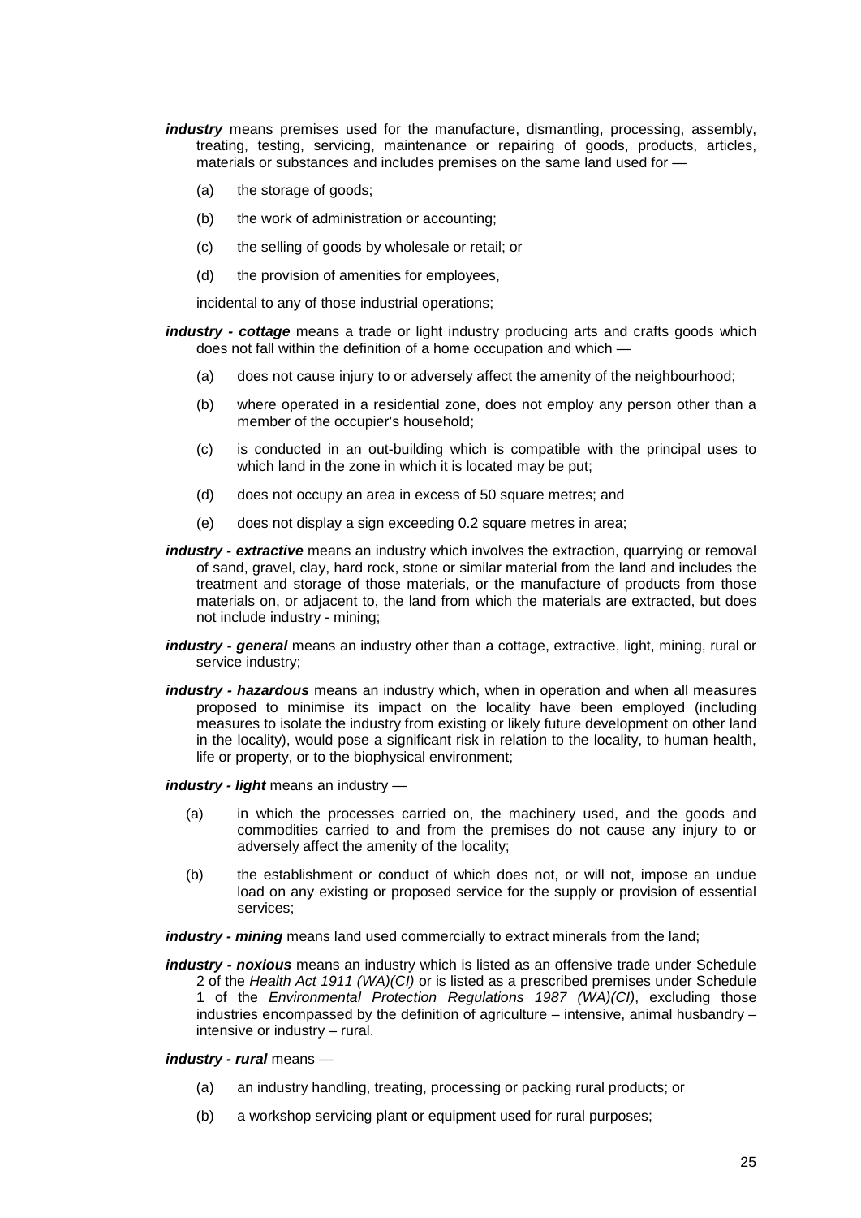***industry*** means premises used for the manufacture, dismantling, processing, assembly, treating, testing, servicing, maintenance or repairing of goods, products, articles, materials or substances and includes premises on the same land used for —

(a) the storage of goods;

(b) the work of administration or accounting;

(c) the selling of goods by wholesale or retail; or

(d) the provision of amenities for employees,

incidental to any of those industrial operations;

***industry - cottage*** means a trade or light industry producing arts and crafts goods which does not fall within the definition of a home occupation and which —

(a) does not cause injury to or adversely affect the amenity of the neighbourhood;

(b) where operated in a residential zone, does not employ any person other than a member of the occupier's household;

(c) is conducted in an out-building which is compatible with the principal uses to which land in the zone in which it is located may be put;

(d) does not occupy an area in excess of 50 square metres; and

(e) does not display a sign exceeding 0.2 square metres in area;

***industry - extractive*** means an industry which involves the extraction, quarrying or removal of sand, gravel, clay, hard rock, stone or similar material from the land and includes the treatment and storage of those materials, or the manufacture of products from those materials on, or adjacent to, the land from which the materials are extracted, but does not include industry - mining;

***industry - general*** means an industry other than a cottage, extractive, light, mining, rural or service industry;

***industry - hazardous*** means an industry which, when in operation and when all measures proposed to minimise its impact on the locality have been employed (including measures to isolate the industry from existing or likely future development on other land in the locality), would pose a significant risk in relation to the locality, to human health, life or property, or to the biophysical environment;

***industry - light*** means an industry —

(a) in which the processes carried on, the machinery used, and the goods and commodities carried to and from the premises do not cause any injury to or adversely affect the amenity of the locality;

(b) the establishment or conduct of which does not, or will not, impose an undue load on any existing or proposed service for the supply or provision of essential services;

***industry - mining*** means land used commercially to extract minerals from the land;

***industry - noxious*** means an industry which is listed as an offensive trade under Schedule 2 of the *Health Act 1911 (WA)(CI)* or is listed as a prescribed premises under Schedule 1 of the *Environmental Protection Regulations 1987 (WA)(CI)*, excluding those industries encompassed by the definition of agriculture – intensive, animal husbandry – intensive or industry – rural.

***industry - rural*** means —

(a) an industry handling, treating, processing or packing rural products; or

(b) a workshop servicing plant or equipment used for rural purposes;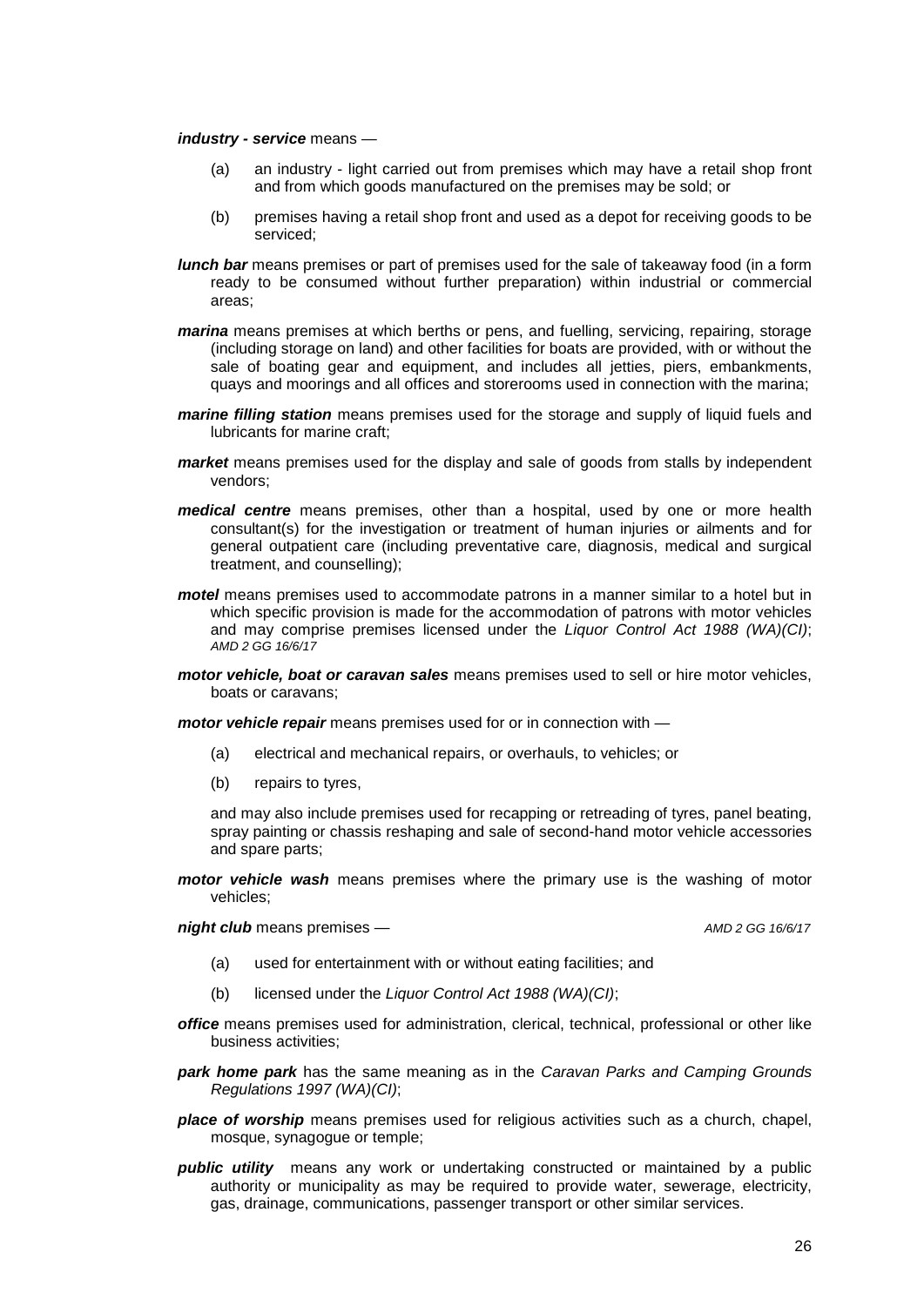***industry - service*** means —

(a) an industry - light carried out from premises which may have a retail shop front and from which goods manufactured on the premises may be sold; or

(b) premises having a retail shop front and used as a depot for receiving goods to be serviced;

***lunch bar*** means premises or part of premises used for the sale of takeaway food (in a form ready to be consumed without further preparation) within industrial or commercial areas;

***marina*** means premises at which berths or pens, and fuelling, servicing, repairing, storage (including storage on land) and other facilities for boats are provided, with or without the sale of boating gear and equipment, and includes all jetties, piers, embankments, quays and moorings and all offices and storerooms used in connection with the marina;

***marine filling station*** means premises used for the storage and supply of liquid fuels and lubricants for marine craft;

***market*** means premises used for the display and sale of goods from stalls by independent vendors;

***medical centre*** means premises, other than a hospital, used by one or more health consultant(s) for the investigation or treatment of human injuries or ailments and for general outpatient care (including preventative care, diagnosis, medical and surgical treatment, and counselling);

***motel*** means premises used to accommodate patrons in a manner similar to a hotel but in which specific provision is made for the accommodation of patrons with motor vehicles and may comprise premises licensed under the *Liquor Control Act 1988 (WA)(CI)*; *AMD 2 GG 16/6/17*

***motor vehicle, boat or caravan sales*** means premises used to sell or hire motor vehicles, boats or caravans;

***motor vehicle repair*** means premises used for or in connection with —

(a) electrical and mechanical repairs, or overhauls, to vehicles; or

(b) repairs to tyres,

and may also include premises used for recapping or retreading of tyres, panel beating, spray painting or chassis reshaping and sale of second-hand motor vehicle accessories and spare parts;

***motor vehicle wash*** means premises where the primary use is the washing of motor vehicles;

***night club*** means premises — *AMD 2 GG 16/6/17*

(a) used for entertainment with or without eating facilities; and

(b) licensed under the *Liquor Control Act 1988 (WA)(CI)*;

***office*** means premises used for administration, clerical, technical, professional or other like business activities;

***park home park*** has the same meaning as in the *Caravan Parks and Camping Grounds Regulations 1997 (WA)(CI)*;

***place of worship*** means premises used for religious activities such as a church, chapel, mosque, synagogue or temple;

***public utility*** means any work or undertaking constructed or maintained by a public authority or municipality as may be required to provide water, sewerage, electricity, gas, drainage, communications, passenger transport or other similar services.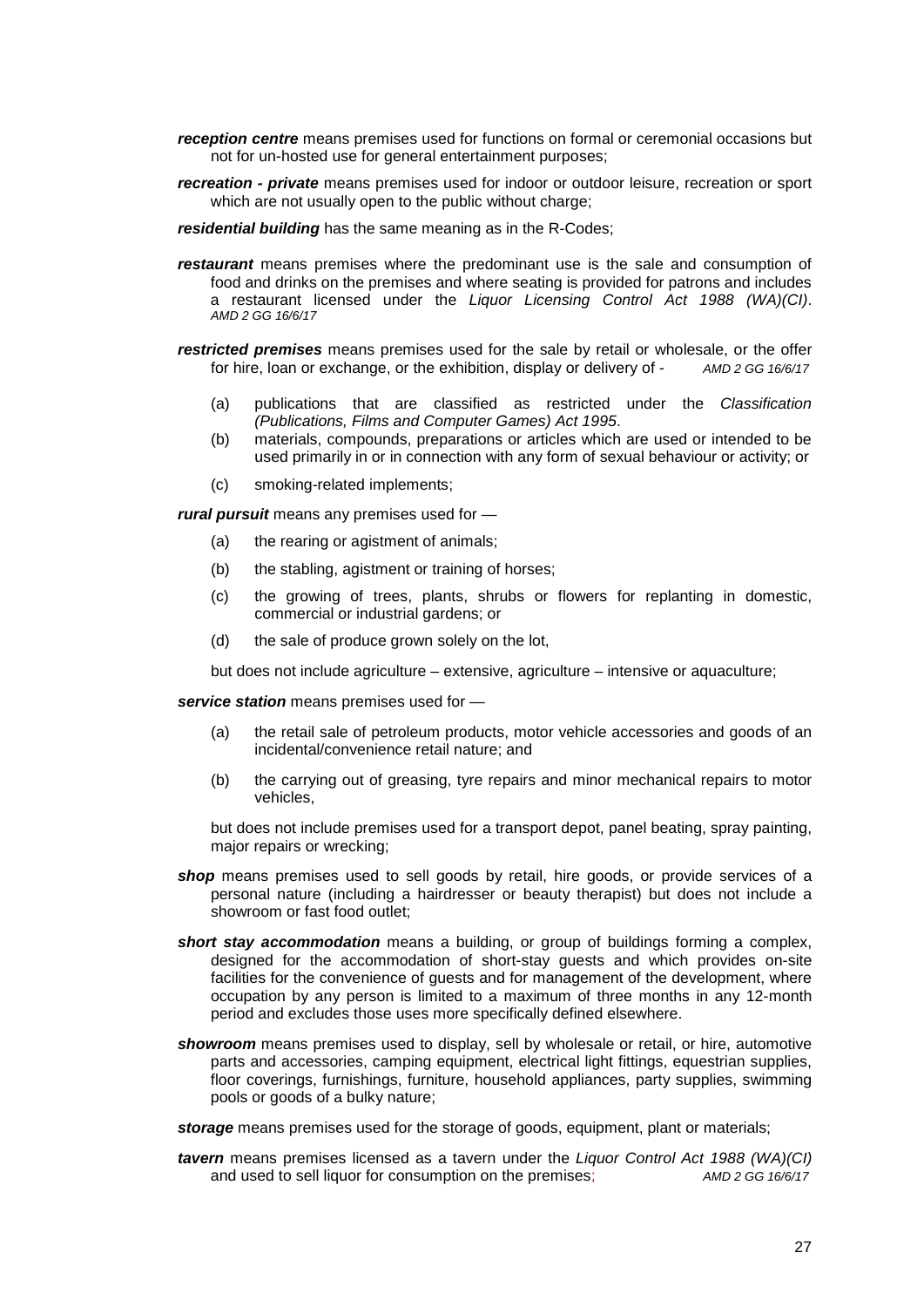***reception centre*** means premises used for functions on formal or ceremonial occasions but not for un-hosted use for general entertainment purposes;

***recreation - private*** means premises used for indoor or outdoor leisure, recreation or sport which are not usually open to the public without charge;

***residential building*** has the same meaning as in the R-Codes;

***restaurant*** means premises where the predominant use is the sale and consumption of food and drinks on the premises and where seating is provided for patrons and includes a restaurant licensed under the *Liquor Licensing Control Act 1988 (WA)(CI)*. *AMD 2 GG 16/6/17*

***restricted premises*** means premises used for the sale by retail or wholesale, or the offer for hire, loan or exchange, or the exhibition, display or delivery of - *AMD 2 GG 16/6/17*

(a) publications that are classified as restricted under the *Classification (Publications, Films and Computer Games) Act 1995*.

(b) materials, compounds, preparations or articles which are used or intended to be used primarily in or in connection with any form of sexual behaviour or activity; or

(c) smoking-related implements;

***rural pursuit*** means any premises used for —

(a) the rearing or agistment of animals;

(b) the stabling, agistment or training of horses;

(c) the growing of trees, plants, shrubs or flowers for replanting in domestic, commercial or industrial gardens; or

(d) the sale of produce grown solely on the lot,

but does not include agriculture – extensive, agriculture – intensive or aquaculture;

***service station*** means premises used for —

(a) the retail sale of petroleum products, motor vehicle accessories and goods of an incidental/convenience retail nature; and

(b) the carrying out of greasing, tyre repairs and minor mechanical repairs to motor vehicles,

but does not include premises used for a transport depot, panel beating, spray painting, major repairs or wrecking;

***shop*** means premises used to sell goods by retail, hire goods, or provide services of a personal nature (including a hairdresser or beauty therapist) but does not include a showroom or fast food outlet;

***short stay accommodation*** means a building, or group of buildings forming a complex, designed for the accommodation of short-stay guests and which provides on-site facilities for the convenience of guests and for management of the development, where occupation by any person is limited to a maximum of three months in any 12-month period and excludes those uses more specifically defined elsewhere.

***showroom*** means premises used to display, sell by wholesale or retail, or hire, automotive parts and accessories, camping equipment, electrical light fittings, equestrian supplies, floor coverings, furnishings, furniture, household appliances, party supplies, swimming pools or goods of a bulky nature;

***storage*** means premises used for the storage of goods, equipment, plant or materials;

***tavern*** means premises licensed as a tavern under the *Liquor Control Act 1988 (WA)(CI)* and used to sell liquor for consumption on the premises; *AMD 2 GG 16/6/17*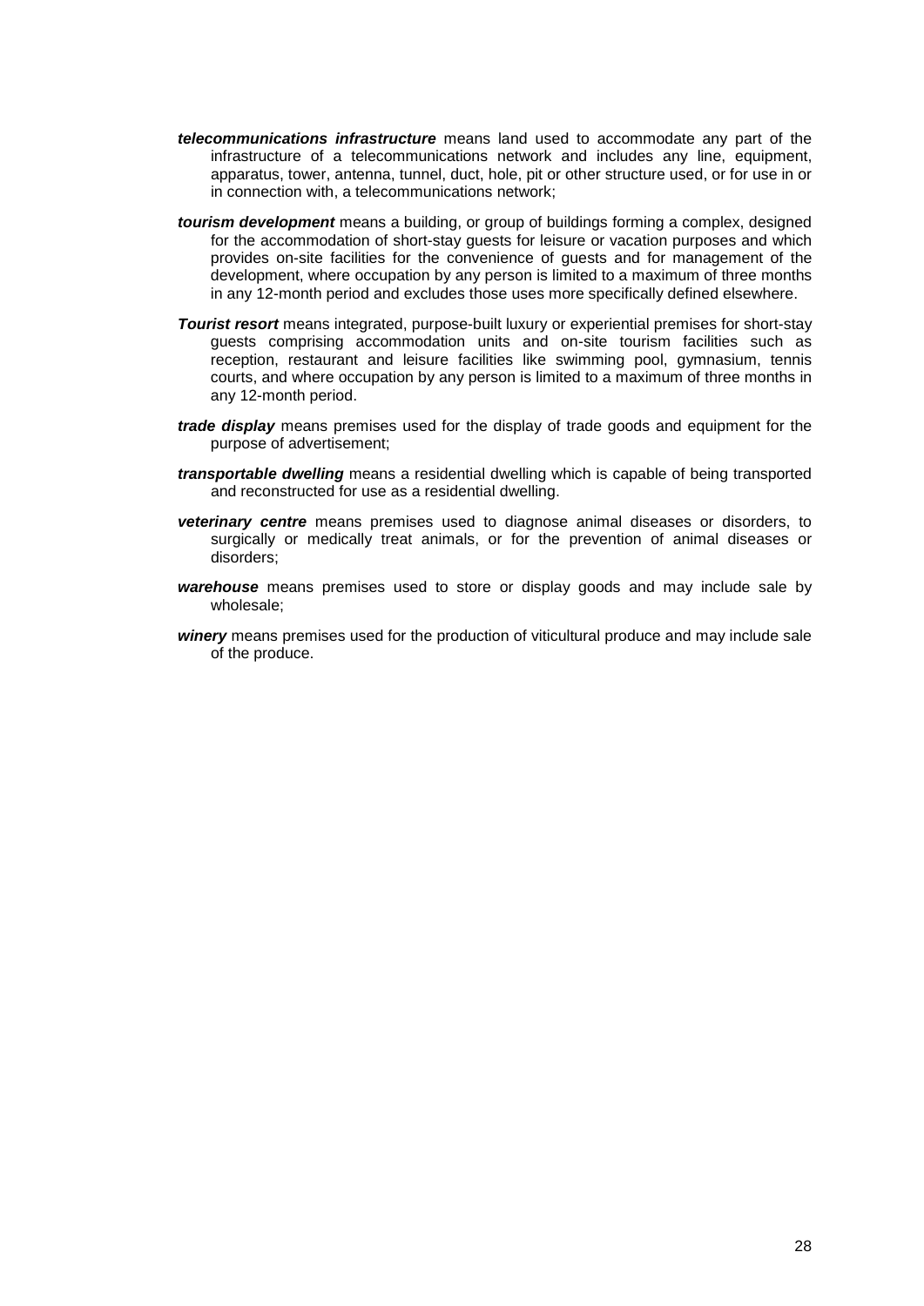***telecommunications infrastructure*** means land used to accommodate any part of the infrastructure of a telecommunications network and includes any line, equipment, apparatus, tower, antenna, tunnel, duct, hole, pit or other structure used, or for use in or in connection with, a telecommunications network;

***tourism development*** means a building, or group of buildings forming a complex, designed for the accommodation of short-stay guests for leisure or vacation purposes and which provides on-site facilities for the convenience of guests and for management of the development, where occupation by any person is limited to a maximum of three months in any 12-month period and excludes those uses more specifically defined elsewhere.

***Tourist resort*** means integrated, purpose-built luxury or experiential premises for short-stay guests comprising accommodation units and on-site tourism facilities such as reception, restaurant and leisure facilities like swimming pool, gymnasium, tennis courts, and where occupation by any person is limited to a maximum of three months in any 12-month period.

***trade display*** means premises used for the display of trade goods and equipment for the purpose of advertisement;

***transportable dwelling*** means a residential dwelling which is capable of being transported and reconstructed for use as a residential dwelling.

***veterinary centre*** means premises used to diagnose animal diseases or disorders, to surgically or medically treat animals, or for the prevention of animal diseases or disorders;

***warehouse*** means premises used to store or display goods and may include sale by wholesale;

***winery*** means premises used for the production of viticultural produce and may include sale of the produce.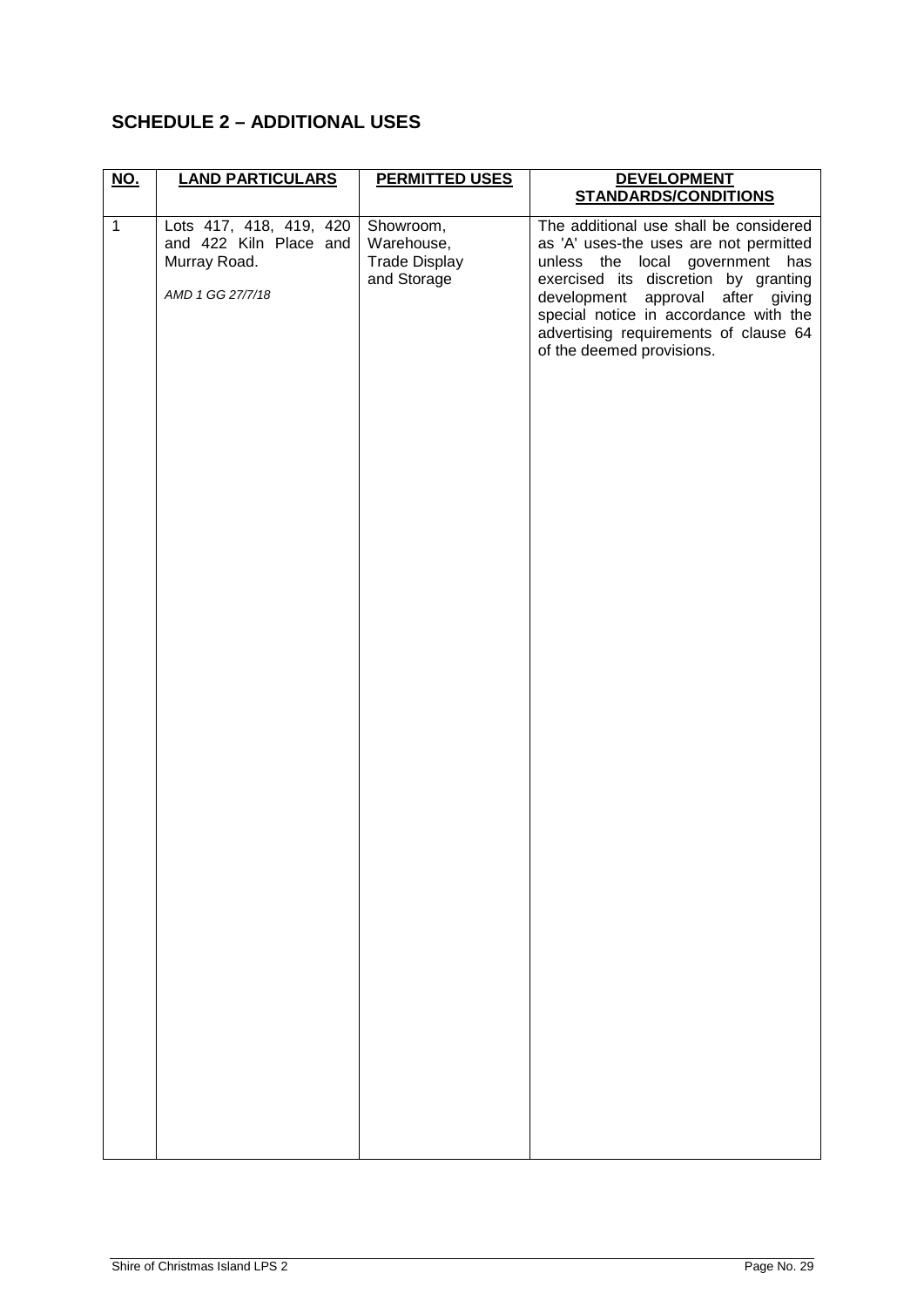## SCHEDULE 2 – ADDITIONAL USES

| NO. | LAND PARTICULARS | PERMITTED USES | DEVELOPMENT STANDARDS/CONDITIONS |
|---|---|---|---|
| 1 | Lots 417, 418, 419, 420 and 422 Kiln Place and Murray Road.<br><br>*AMD 1 GG 27/7/18* | Showroom, Warehouse, Trade Display and Storage | The additional use shall be considered as 'A' uses-the uses are not permitted unless the local government has exercised its discretion by granting development approval after giving special notice in accordance with the advertising requirements of clause 64 of the deemed provisions. |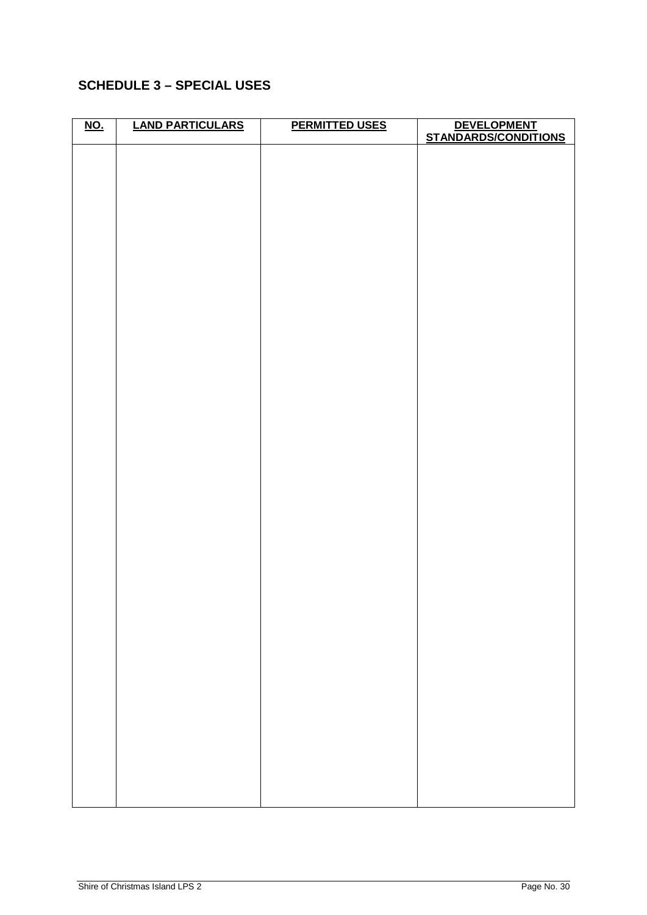## SCHEDULE 3 – SPECIAL USES

| NO. | LAND PARTICULARS | PERMITTED USES | DEVELOPMENT STANDARDS/CONDITIONS |
|---|---|---|---|
| | | | |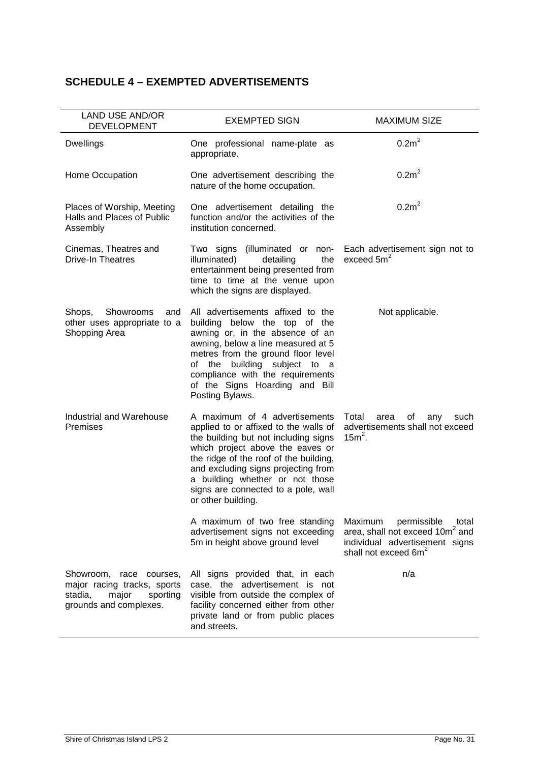## SCHEDULE 4 – EXEMPTED ADVERTISEMENTS

| LAND USE AND/OR DEVELOPMENT | EXEMPTED SIGN | MAXIMUM SIZE |
|---|---|---|
| Dwellings | One professional name-plate as appropriate. | $0.2m^2$ |
| Home Occupation | One advertisement describing the nature of the home occupation. | $0.2m^2$ |
| Places of Worship, Meeting Halls and Places of Public Assembly | One advertisement detailing the function and/or the activities of the institution concerned. | $0.2m^2$ |
| Cinemas, Theatres and Drive-In Theatres | Two signs (illuminated or non-illuminated) detailing the entertainment being presented from time to time at the venue upon which the signs are displayed. | Each advertisement sign not to exceed $5m^2$ |
| Shops, Showrooms and other uses appropriate to a Shopping Area | All advertisements affixed to the building below the top of the awning or, in the absence of an awning, below a line measured at 5 metres from the ground floor level of the building subject to a compliance with the requirements of the Signs Hoarding and Bill Posting Bylaws. | Not applicable. |
| Industrial and Warehouse Premises | A maximum of 4 advertisements applied to or affixed to the walls of the building but not including signs which project above the eaves or the ridge of the roof of the building, and excluding signs projecting from a building whether or not those signs are connected to a pole, wall or other building. | Total area of any such advertisements shall not exceed $15m^2$. |
| | A maximum of two free standing advertisement signs not exceeding 5m in height above ground level | Maximum permissible total area, shall not exceed $10m^2$ and individual advertisement signs shall not exceed $6m^2$ |
| Showroom, race courses, major racing tracks, sports stadia, major sporting grounds and complexes. | All signs provided that, in each case, the advertisement is not visible from outside the complex of facility concerned either from other private land or from public places and streets. | n/a |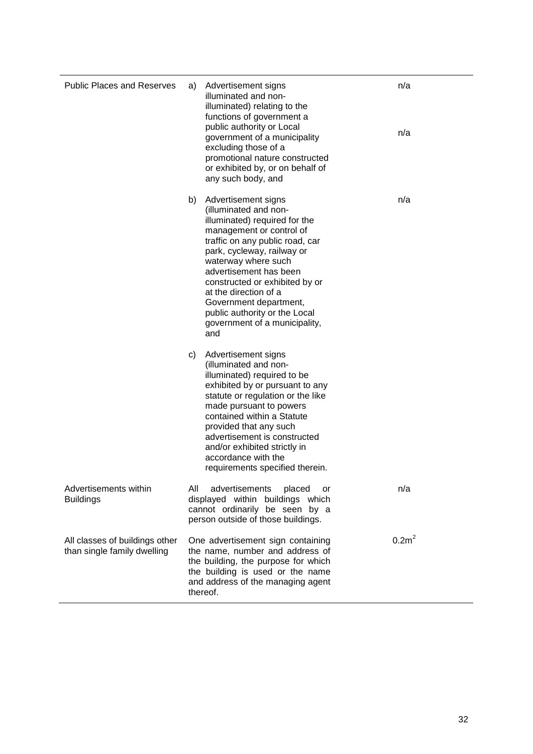| | | |
|---|---|---|
| Public Places and Reserves | a) Advertisement signs illuminated and non-illuminated) relating to the functions of government a public authority or Local government of a municipality excluding those of a promotional nature constructed or exhibited by, or on behalf of any such body, and | n/a<br><br>n/a |
| | b) Advertisement signs (illuminated and non-illuminated) required for the management or control of traffic on any public road, car park, cycleway, railway or waterway where such advertisement has been constructed or exhibited by or at the direction of a Government department, public authority or the Local government of a municipality, and | n/a |
| | c) Advertisement signs (illuminated and non-illuminated) required to be exhibited by or pursuant to any statute or regulation or the like made pursuant to powers contained within a Statute provided that any such advertisement is constructed and/or exhibited strictly in accordance with the requirements specified therein. | |
| Advertisements within Buildings | All advertisements placed or displayed within buildings which cannot ordinarily be seen by a person outside of those buildings. | n/a |
| All classes of buildings other than single family dwelling | One advertisement sign containing the name, number and address of the building, the purpose for which the building is used or the name and address of the managing agent thereof. | $0.2m^2$ |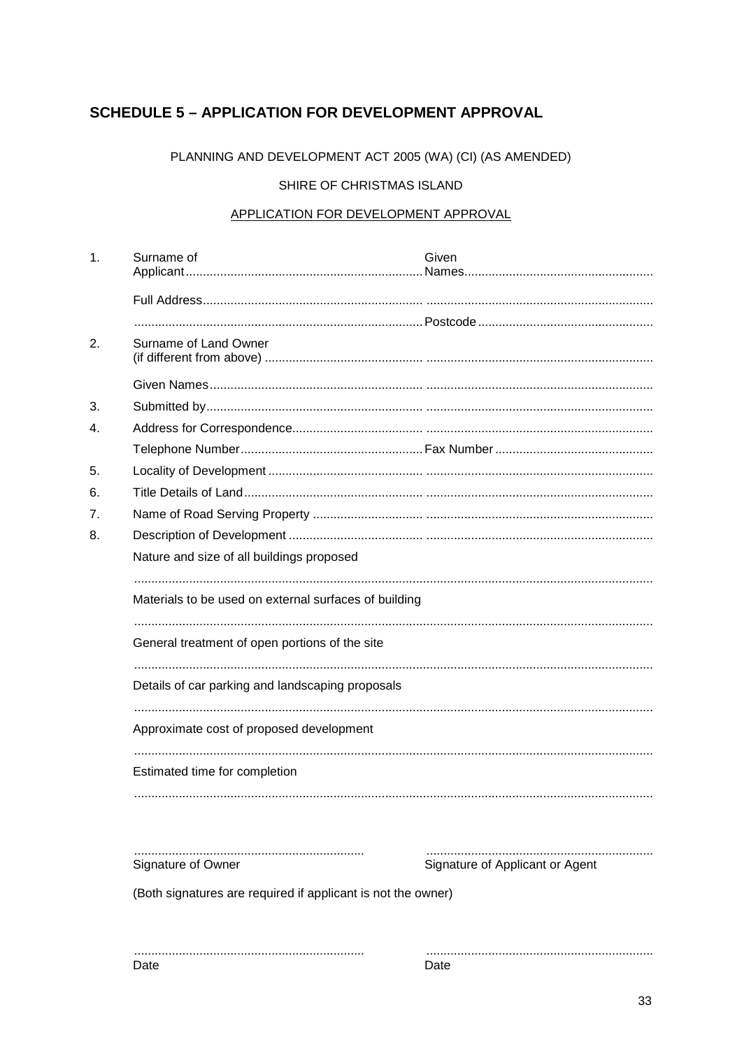## SCHEDULE 5 – APPLICATION FOR DEVELOPMENT APPROVAL

PLANNING AND DEVELOPMENT ACT 2005 (WA) (CI) (AS AMENDED)

SHIRE OF CHRISTMAS ISLAND

APPLICATION FOR DEVELOPMENT APPROVAL

1. Surname of Applicant.................................................................... Given Names......................................................

   Full Address................................................................ .................................................................

   ................................................................................... Postcode ..................................................

2. Surname of Land Owner (if different from above) .............................................. .................................................................

   Given Names.............................................................. .................................................................

3. Submitted by............................................................... .................................................................

4. Address for Correspondence...................................... .................................................................

   Telephone Number.................................................... Fax Number .............................................

5. Locality of Development ............................................. .................................................................

6. Title Details of Land.................................................... .................................................................

7. Name of Road Serving Property ................................ .................................................................

8. Description of Development ....................................... .................................................................

   Nature and size of all buildings proposed

   .....................................................................................................................................................

   Materials to be used on external surfaces of building

   .....................................................................................................................................................

   General treatment of open portions of the site

   .....................................................................................................................................................

   Details of car parking and landscaping proposals

   .....................................................................................................................................................

   Approximate cost of proposed development

   .....................................................................................................................................................

   Estimated time for completion

   .....................................................................................................................................................

.................................................................. .................................................................

Signature of Owner — Signature of Applicant or Agent

(Both signatures are required if applicant is not the owner)

.................................................................. .................................................................

Date — Date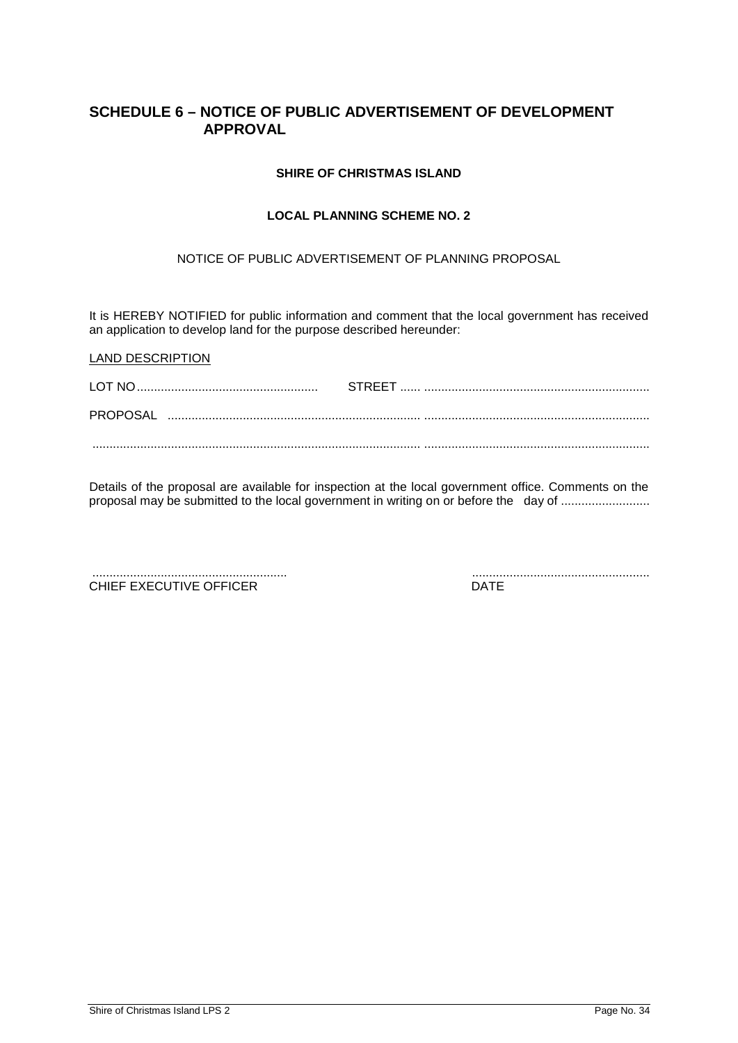## SCHEDULE 6 – NOTICE OF PUBLIC ADVERTISEMENT OF DEVELOPMENT APPROVAL

**SHIRE OF CHRISTMAS ISLAND**

**LOCAL PLANNING SCHEME NO. 2**

NOTICE OF PUBLIC ADVERTISEMENT OF PLANNING PROPOSAL

It is HEREBY NOTIFIED for public information and comment that the local government has received an application to develop land for the purpose described hereunder:

LAND DESCRIPTION

LOT NO..................................................... STREET ...... ..................................................................

PROPOSAL .......................................................................... ..................................................................

................................................................................................ ..................................................................

Details of the proposal are available for inspection at the local government office. Comments on the proposal may be submitted to the local government in writing on or before the day of ..........................

.........................................................
CHIEF EXECUTIVE OFFICER

....................................................
DATE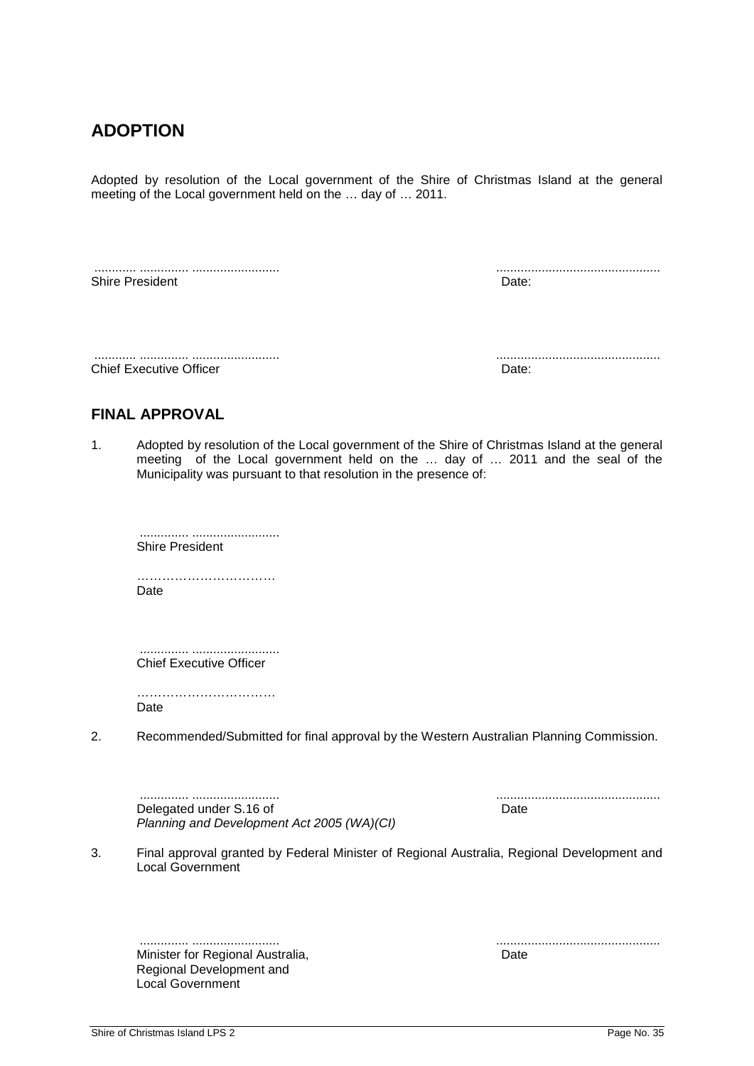## ADOPTION

Adopted by resolution of the Local government of the Shire of Christmas Island at the general meeting of the Local government held on the … day of … 2011.

............ .............. .........................
Shire President

..............................................
Date:

............ .............. .........................
Chief Executive Officer

..............................................
Date:

## FINAL APPROVAL

1. Adopted by resolution of the Local government of the Shire of Christmas Island at the general meeting of the Local government held on the … day of … 2011 and the seal of the Municipality was pursuant to that resolution in the presence of:

   .............. .........................
   Shire President

   ……………………………
   Date

   .............. .........................
   Chief Executive Officer

   ……………………………
   Date

2. Recommended/Submitted for final approval by the Western Australian Planning Commission.

   .............. .........................
   Delegated under S.16 of
   *Planning and Development Act 2005 (WA)(CI)*

   ..............................................
   Date

3. Final approval granted by Federal Minister of Regional Australia, Regional Development and Local Government

   .............. .........................
   Minister for Regional Australia,
   Regional Development and
   Local Government

   ..............................................
   Date